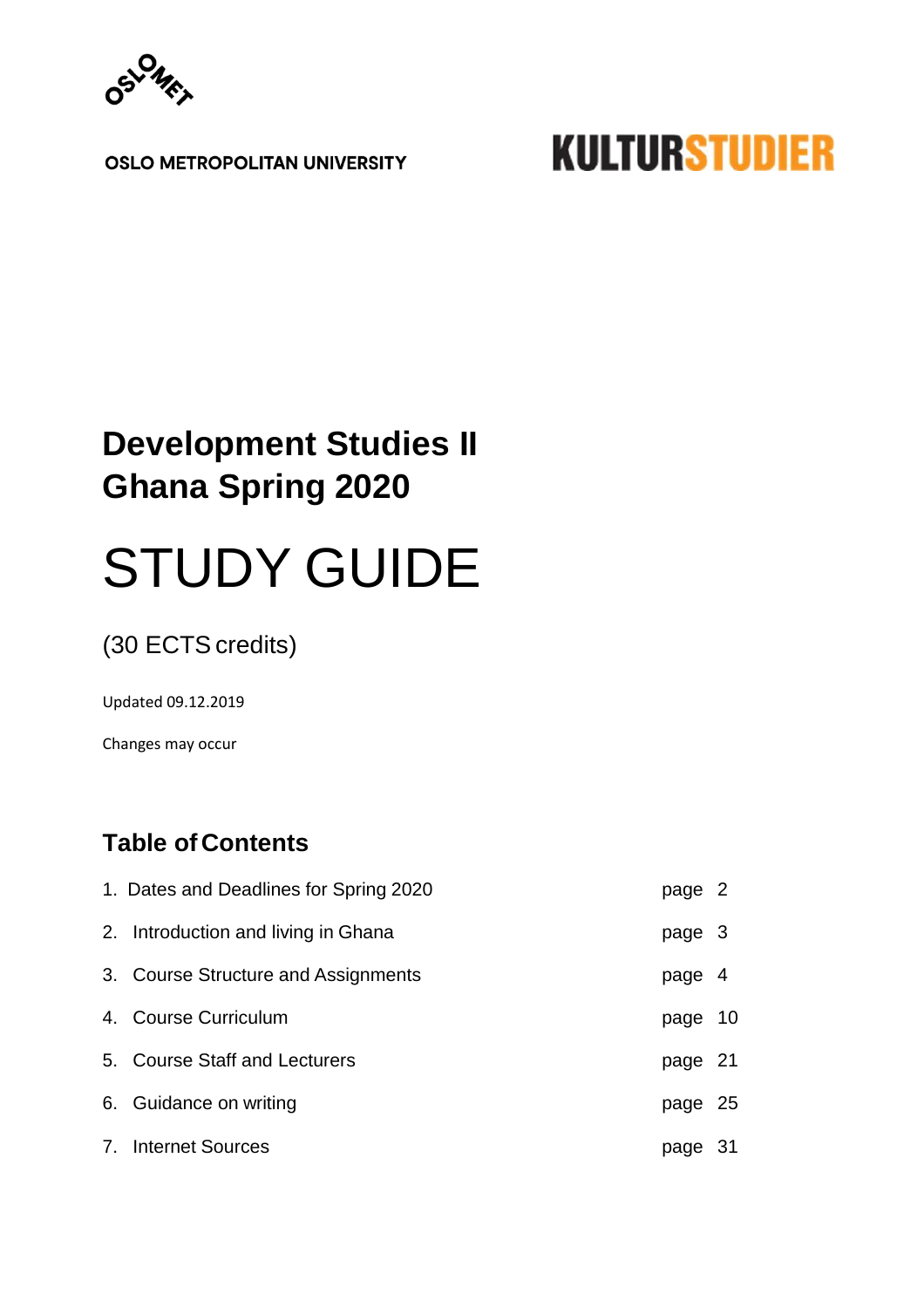OSLO METROPOLITAN UNIVERSITY

KULTURSTUDIER

# Development Studies II
# Ghana Spring 2020

# STUDY GUIDE

(30 ECTS credits)

Updated 09.12.2019

Changes may occur

## Table of Contents

| | |
|---|---|
| 1. Dates and Deadlines for Spring 2020 | page 2 |
| 2. Introduction and living in Ghana | page 3 |
| 3. Course Structure and Assignments | page 4 |
| 4. Course Curriculum | page 10 |
| 5. Course Staff and Lecturers | page 21 |
| 6. Guidance on writing | page 25 |
| 7. Internet Sources | page 31 |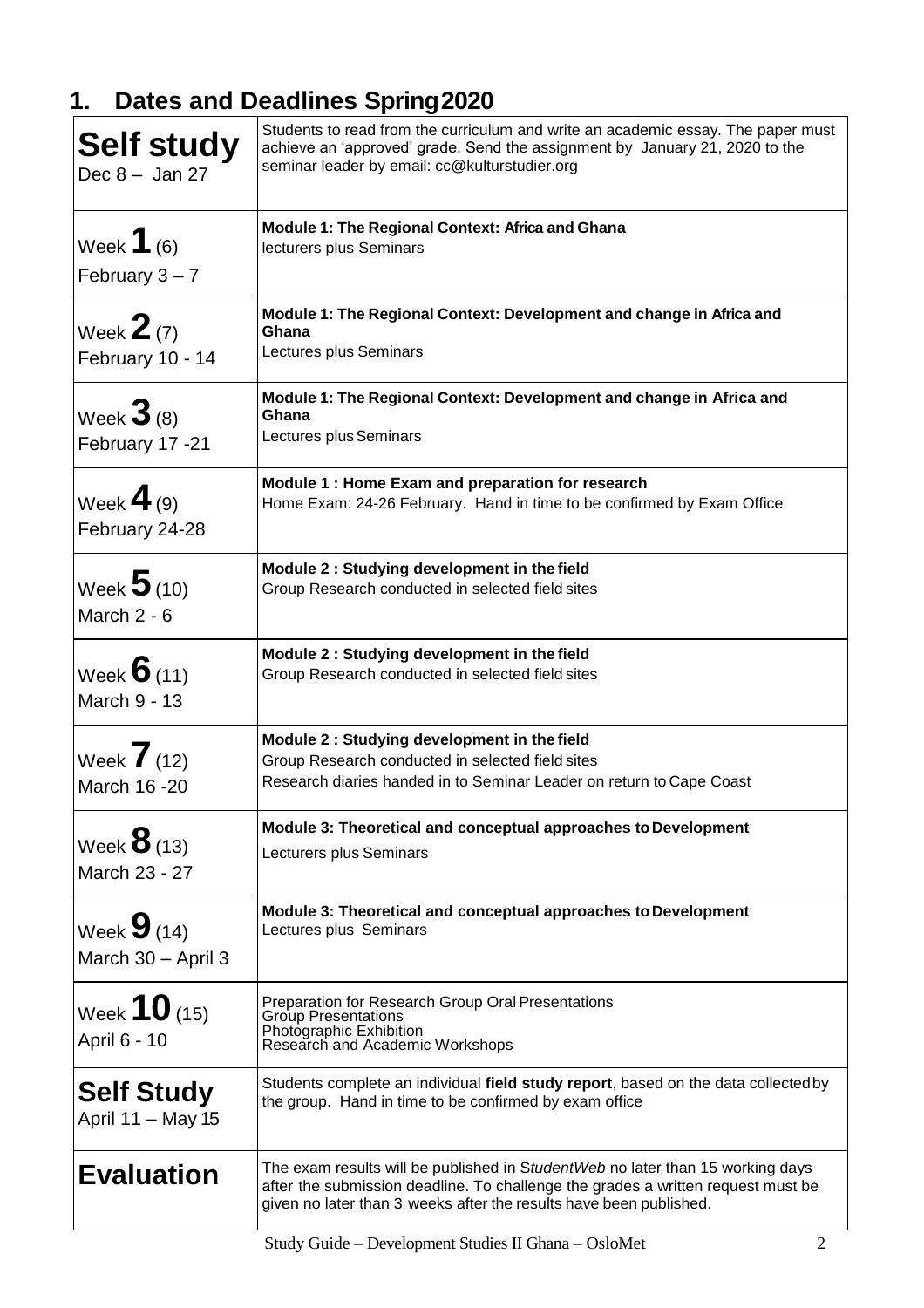## 1. Dates and Deadlines Spring 2020

| | |
|---|---|
| **Self study**<br>Dec 8 – Jan 27 | Students to read from the curriculum and write an academic essay. The paper must achieve an 'approved' grade. Send the assignment by January 21, 2020 to the seminar leader by email: cc@kulturstudier.org |
| Week **1** (6)<br>February 3 – 7 | **Module 1: The Regional Context: Africa and Ghana**<br>lecturers plus Seminars |
| Week **2** (7)<br>February 10 - 14 | **Module 1: The Regional Context: Development and change in Africa and Ghana**<br>Lectures plus Seminars |
| Week **3** (8)<br>February 17 -21 | **Module 1: The Regional Context: Development and change in Africa and Ghana**<br>Lectures plus Seminars |
| Week **4** (9)<br>February 24-28 | **Module 1 : Home Exam and preparation for research**<br>Home Exam: 24-26 February. Hand in time to be confirmed by Exam Office |
| Week **5** (10)<br>March 2 - 6 | **Module 2 : Studying development in the field**<br>Group Research conducted in selected field sites |
| Week **6** (11)<br>March 9 - 13 | **Module 2 : Studying development in the field**<br>Group Research conducted in selected field sites |
| Week **7** (12)<br>March 16 -20 | **Module 2 : Studying development in the field**<br>Group Research conducted in selected field sites<br>Research diaries handed in to Seminar Leader on return to Cape Coast |
| Week **8** (13)<br>March 23 - 27 | **Module 3: Theoretical and conceptual approaches to Development**<br>Lecturers plus Seminars |
| Week **9** (14)<br>March 30 – April 3 | **Module 3: Theoretical and conceptual approaches to Development**<br>Lectures plus Seminars |
| Week **10** (15)<br>April 6 - 10 | Preparation for Research Group Oral Presentations<br>Group Presentations<br>Photographic Exhibition<br>Research and Academic Workshops |
| **Self Study**<br>April 11 – May 15 | Students complete an individual **field study report**, based on the data collected by the group. Hand in time to be confirmed by exam office |
| **Evaluation** | The exam results will be published in S*tudentWeb* no later than 15 working days after the submission deadline. To challenge the grades a written request must be given no later than 3 weeks after the results have been published. |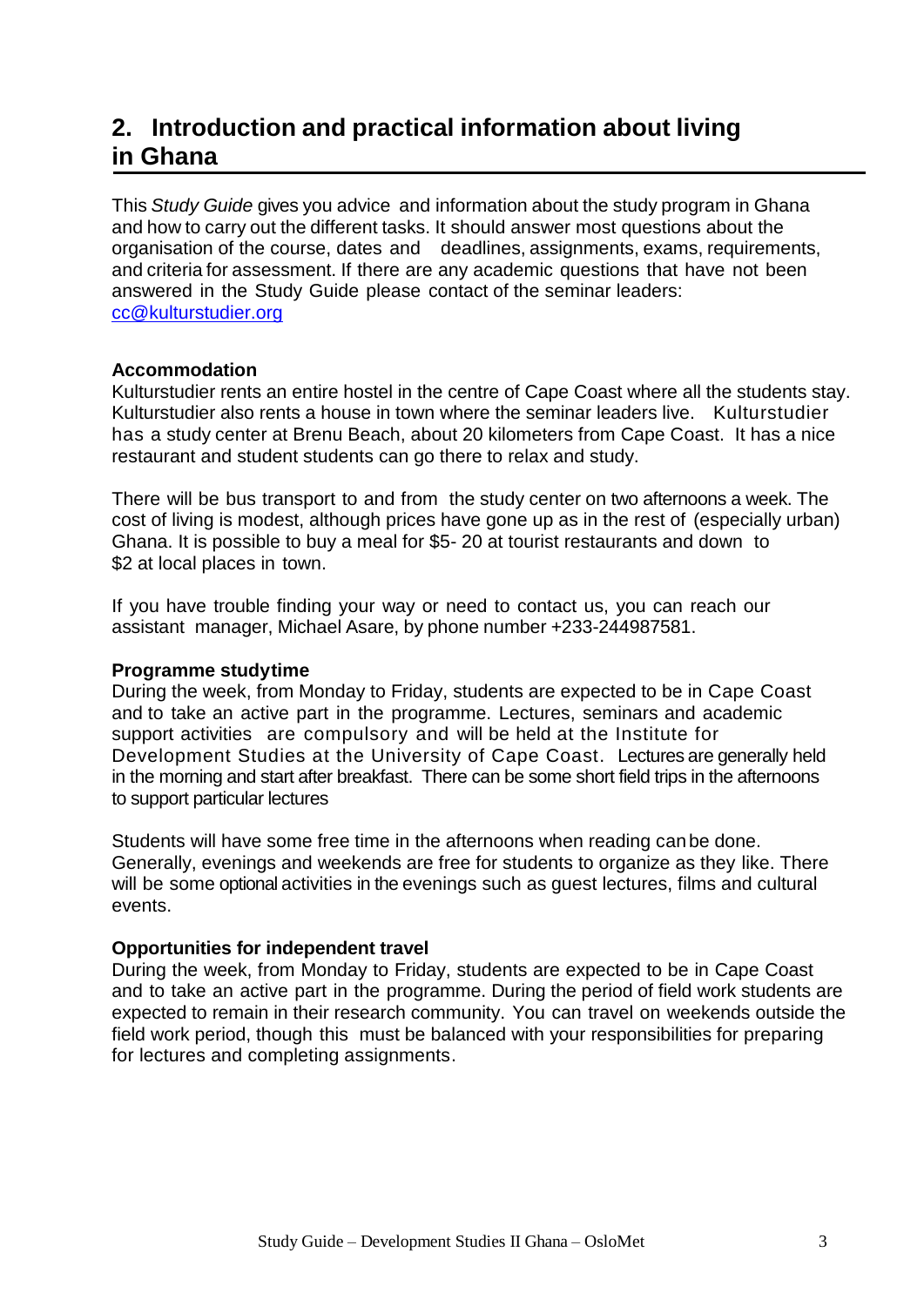## 2. Introduction and practical information about living in Ghana

This *Study Guide* gives you advice and information about the study program in Ghana and how to carry out the different tasks. It should answer most questions about the organisation of the course, dates and deadlines, assignments, exams, requirements, and criteria for assessment. If there are any academic questions that have not been answered in the Study Guide please contact of the seminar leaders: cc@kulturstudier.org

**Accommodation**

Kulturstudier rents an entire hostel in the centre of Cape Coast where all the students stay. Kulturstudier also rents a house in town where the seminar leaders live. Kulturstudier has a study center at Brenu Beach, about 20 kilometers from Cape Coast. It has a nice restaurant and student students can go there to relax and study.

There will be bus transport to and from the study center on two afternoons a week. The cost of living is modest, although prices have gone up as in the rest of (especially urban) Ghana. It is possible to buy a meal for $5- 20 at tourist restaurants and down to $2 at local places in town.

If you have trouble finding your way or need to contact us, you can reach our assistant manager, Michael Asare, by phone number +233-244987581.

**Programme studytime**

During the week, from Monday to Friday, students are expected to be in Cape Coast and to take an active part in the programme. Lectures, seminars and academic support activities are compulsory and will be held at the Institute for Development Studies at the University of Cape Coast. Lectures are generally held in the morning and start after breakfast. There can be some short field trips in the afternoons to support particular lectures

Students will have some free time in the afternoons when reading can be done. Generally, evenings and weekends are free for students to organize as they like. There will be some optional activities in the evenings such as guest lectures, films and cultural events.

**Opportunities for independent travel**

During the week, from Monday to Friday, students are expected to be in Cape Coast and to take an active part in the programme. During the period of field work students are expected to remain in their research community. You can travel on weekends outside the field work period, though this must be balanced with your responsibilities for preparing for lectures and completing assignments.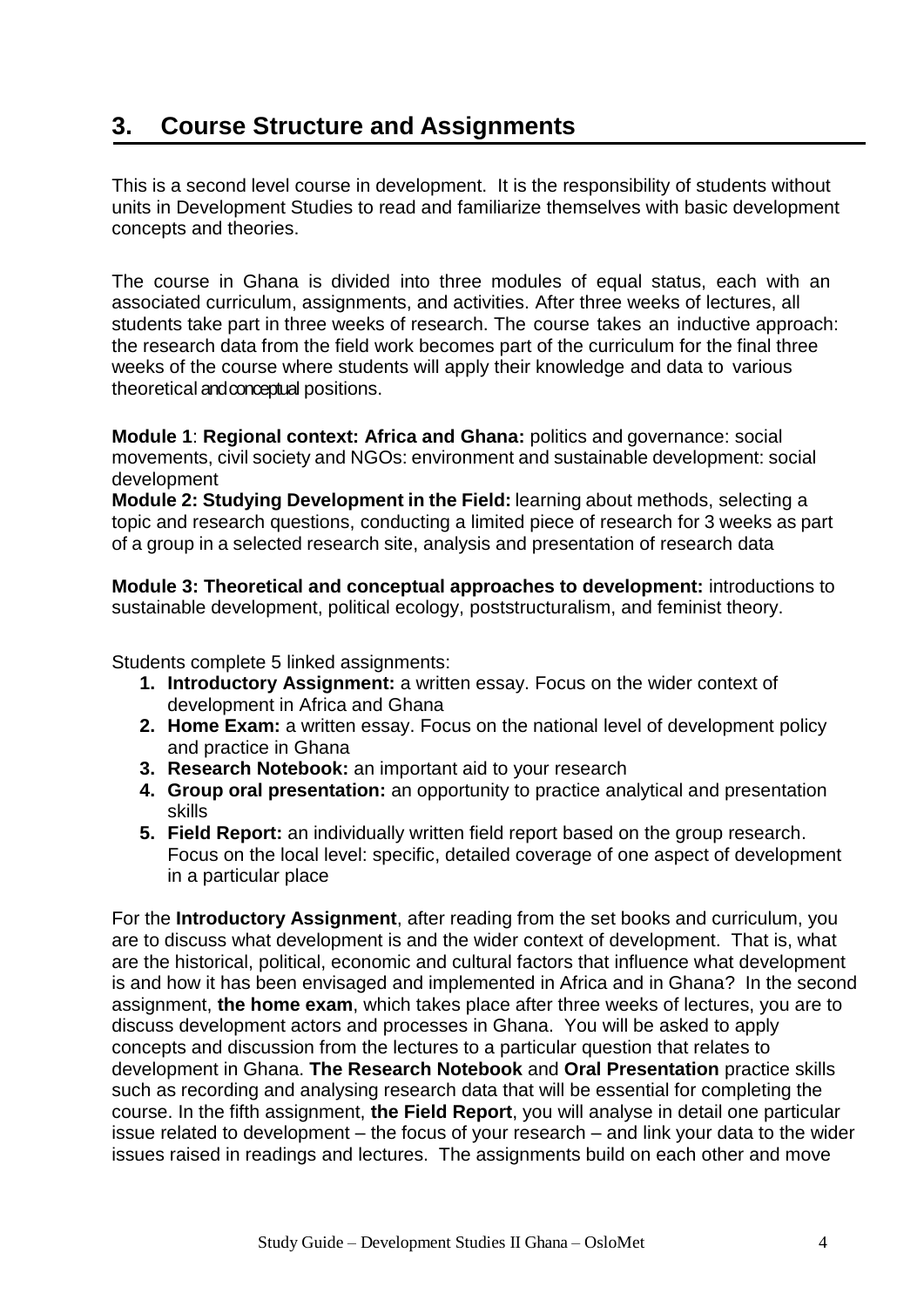## 3. Course Structure and Assignments

This is a second level course in development. It is the responsibility of students without units in Development Studies to read and familiarize themselves with basic development concepts and theories.

The course in Ghana is divided into three modules of equal status, each with an associated curriculum, assignments, and activities. After three weeks of lectures, all students take part in three weeks of research. The course takes an inductive approach: the research data from the field work becomes part of the curriculum for the final three weeks of the course where students will apply their knowledge and data to various theoretical and conceptual positions.

**Module 1**: **Regional context: Africa and Ghana:** politics and governance: social movements, civil society and NGOs: environment and sustainable development: social development
**Module 2: Studying Development in the Field:** learning about methods, selecting a topic and research questions, conducting a limited piece of research for 3 weeks as part of a group in a selected research site, analysis and presentation of research data

**Module 3: Theoretical and conceptual approaches to development:** introductions to sustainable development, political ecology, poststructuralism, and feminist theory.

Students complete 5 linked assignments:

1. **Introductory Assignment:** a written essay. Focus on the wider context of development in Africa and Ghana
2. **Home Exam:** a written essay. Focus on the national level of development policy and practice in Ghana
3. **Research Notebook:** an important aid to your research
4. **Group oral presentation:** an opportunity to practice analytical and presentation skills
5. **Field Report:** an individually written field report based on the group research. Focus on the local level: specific, detailed coverage of one aspect of development in a particular place

For the **Introductory Assignment**, after reading from the set books and curriculum, you are to discuss what development is and the wider context of development. That is, what are the historical, political, economic and cultural factors that influence what development is and how it has been envisaged and implemented in Africa and in Ghana? In the second assignment, **the home exam**, which takes place after three weeks of lectures, you are to discuss development actors and processes in Ghana. You will be asked to apply concepts and discussion from the lectures to a particular question that relates to development in Ghana. **The Research Notebook** and **Oral Presentation** practice skills such as recording and analysing research data that will be essential for completing the course. In the fifth assignment, **the Field Report**, you will analyse in detail one particular issue related to development – the focus of your research – and link your data to the wider issues raised in readings and lectures. The assignments build on each other and move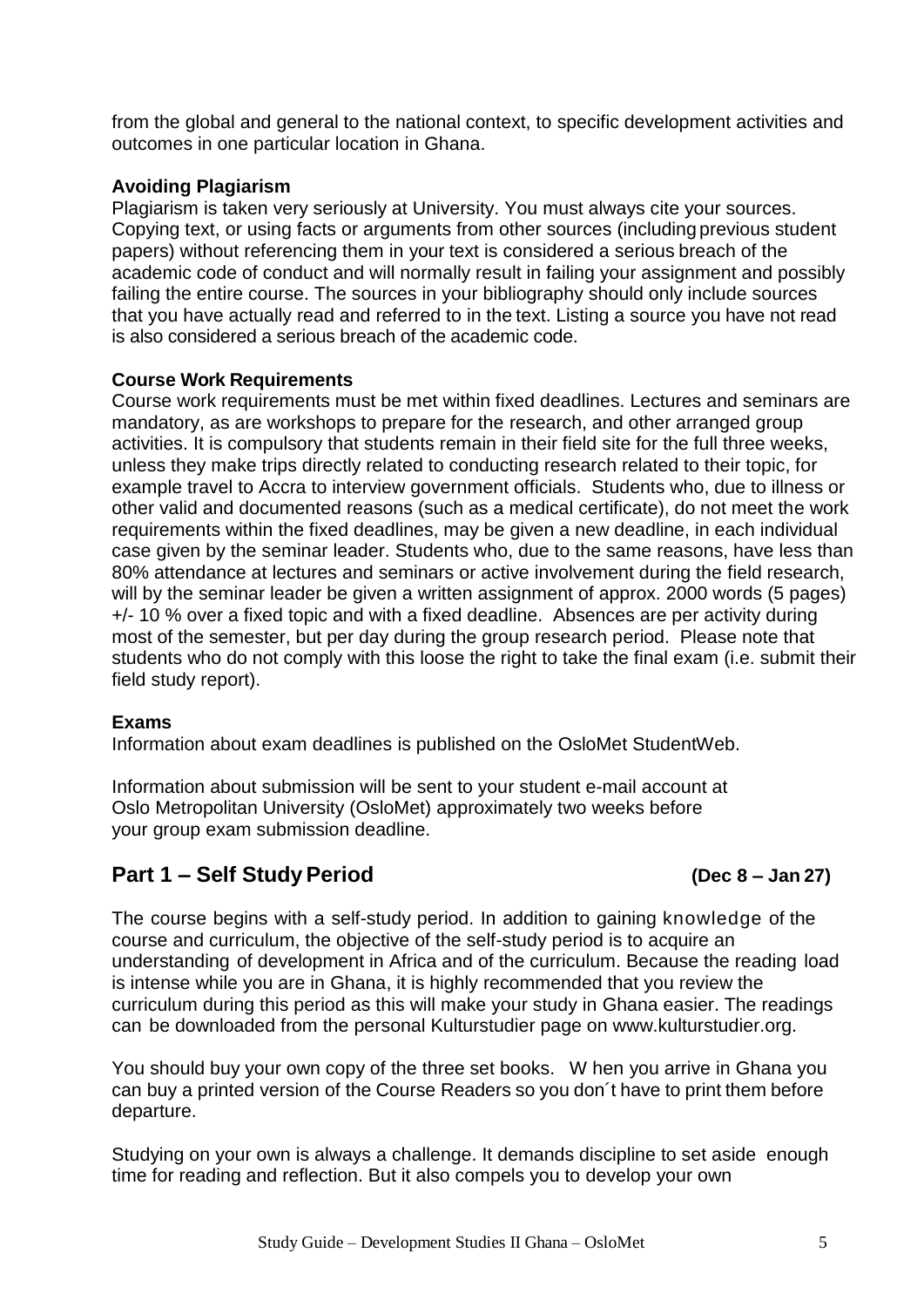from the global and general to the national context, to specific development activities and outcomes in one particular location in Ghana.

**Avoiding Plagiarism**

Plagiarism is taken very seriously at University. You must always cite your sources. Copying text, or using facts or arguments from other sources (including previous student papers) without referencing them in your text is considered a serious breach of the academic code of conduct and will normally result in failing your assignment and possibly failing the entire course. The sources in your bibliography should only include sources that you have actually read and referred to in the text. Listing a source you have not read is also considered a serious breach of the academic code.

**Course Work Requirements**

Course work requirements must be met within fixed deadlines. Lectures and seminars are mandatory, as are workshops to prepare for the research, and other arranged group activities. It is compulsory that students remain in their field site for the full three weeks, unless they make trips directly related to conducting research related to their topic, for example travel to Accra to interview government officials. Students who, due to illness or other valid and documented reasons (such as a medical certificate), do not meet the work requirements within the fixed deadlines, may be given a new deadline, in each individual case given by the seminar leader. Students who, due to the same reasons, have less than 80% attendance at lectures and seminars or active involvement during the field research, will by the seminar leader be given a written assignment of approx. 2000 words (5 pages) +/- 10 % over a fixed topic and with a fixed deadline. Absences are per activity during most of the semester, but per day during the group research period. Please note that students who do not comply with this loose the right to take the final exam (i.e. submit their field study report).

**Exams**

Information about exam deadlines is published on the OsloMet StudentWeb.

Information about submission will be sent to your student e-mail account at Oslo Metropolitan University (OsloMet) approximately two weeks before your group exam submission deadline.

## Part 1 – Self Study Period (Dec 8 – Jan 27)

The course begins with a self-study period. In addition to gaining knowledge of the course and curriculum, the objective of the self-study period is to acquire an understanding of development in Africa and of the curriculum. Because the reading load is intense while you are in Ghana, it is highly recommended that you review the curriculum during this period as this will make your study in Ghana easier. The readings can be downloaded from the personal Kulturstudier page on www.kulturstudier.org.

You should buy your own copy of the three set books. When you arrive in Ghana you can buy a printed version of the Course Readers so you don´t have to print them before departure.

Studying on your own is always a challenge. It demands discipline to set aside enough time for reading and reflection. But it also compels you to develop your own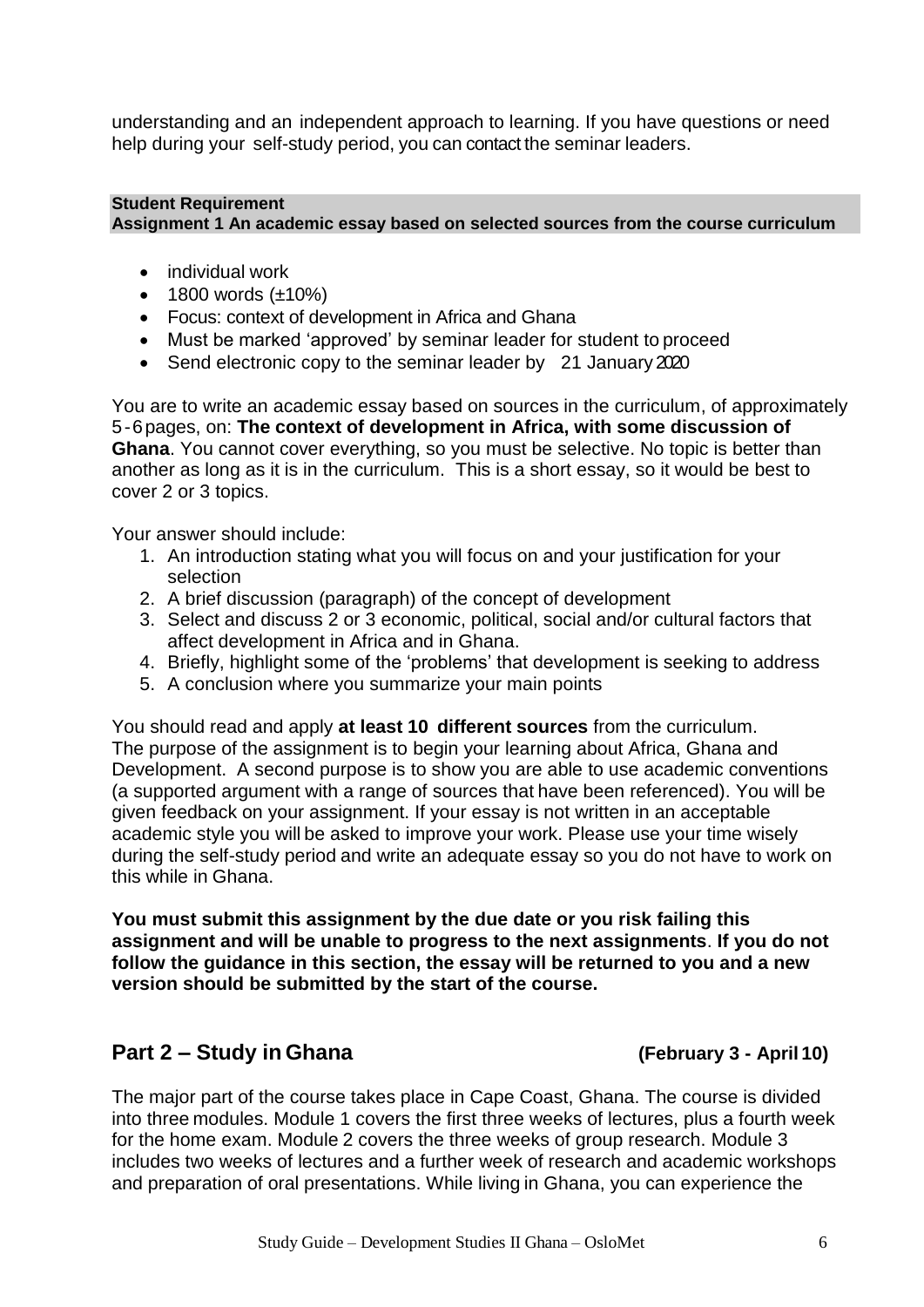understanding and an independent approach to learning. If you have questions or need help during your self-study period, you can contact the seminar leaders.

**Student Requirement**
**Assignment 1 An academic essay based on selected sources from the course curriculum**

- individual work
- 1800 words (±10%)
- Focus: context of development in Africa and Ghana
- Must be marked 'approved' by seminar leader for student to proceed
- Send electronic copy to the seminar leader by 21 January 2020

You are to write an academic essay based on sources in the curriculum, of approximately 5-6 pages, on: **The context of development in Africa, with some discussion of Ghana**. You cannot cover everything, so you must be selective. No topic is better than another as long as it is in the curriculum. This is a short essay, so it would be best to cover 2 or 3 topics.

Your answer should include:

1. An introduction stating what you will focus on and your justification for your selection
2. A brief discussion (paragraph) of the concept of development
3. Select and discuss 2 or 3 economic, political, social and/or cultural factors that affect development in Africa and in Ghana.
4. Briefly, highlight some of the 'problems' that development is seeking to address
5. A conclusion where you summarize your main points

You should read and apply **at least 10 different sources** from the curriculum. The purpose of the assignment is to begin your learning about Africa, Ghana and Development. A second purpose is to show you are able to use academic conventions (a supported argument with a range of sources that have been referenced). You will be given feedback on your assignment. If your essay is not written in an acceptable academic style you will be asked to improve your work. Please use your time wisely during the self-study period and write an adequate essay so you do not have to work on this while in Ghana.

**You must submit this assignment by the due date or you risk failing this assignment and will be unable to progress to the next assignments**. **If you do not follow the guidance in this section, the essay will be returned to you and a new version should be submitted by the start of the course.**

## Part 2 – Study in Ghana (February 3 - April 10)

The major part of the course takes place in Cape Coast, Ghana. The course is divided into three modules. Module 1 covers the first three weeks of lectures, plus a fourth week for the home exam. Module 2 covers the three weeks of group research. Module 3 includes two weeks of lectures and a further week of research and academic workshops and preparation of oral presentations. While living in Ghana, you can experience the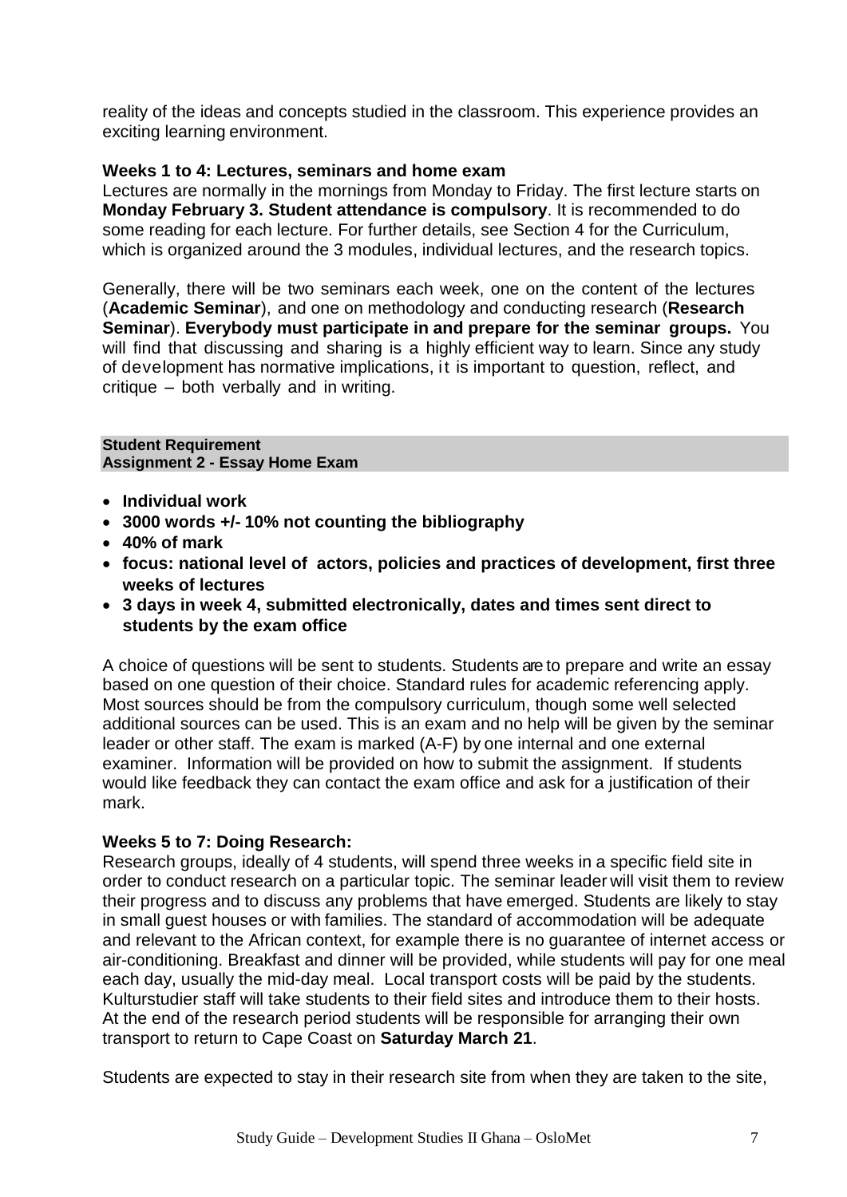reality of the ideas and concepts studied in the classroom. This experience provides an exciting learning environment.

**Weeks 1 to 4: Lectures, seminars and home exam**

Lectures are normally in the mornings from Monday to Friday. The first lecture starts on **Monday February 3. Student attendance is compulsory**. It is recommended to do some reading for each lecture. For further details, see Section 4 for the Curriculum, which is organized around the 3 modules, individual lectures, and the research topics.

Generally, there will be two seminars each week, one on the content of the lectures (**Academic Seminar**), and one on methodology and conducting research (**Research Seminar**). **Everybody must participate in and prepare for the seminar groups.** You will find that discussing and sharing is a highly efficient way to learn. Since any study of development has normative implications, it is important to question, reflect, and critique – both verbally and in writing.

**Student Requirement**
**Assignment 2 - Essay Home Exam**

- **Individual work**
- **3000 words +/- 10% not counting the bibliography**
- **40% of mark**
- **focus: national level of actors, policies and practices of development, first three weeks of lectures**
- **3 days in week 4, submitted electronically, dates and times sent direct to students by the exam office**

A choice of questions will be sent to students. Students are to prepare and write an essay based on one question of their choice. Standard rules for academic referencing apply. Most sources should be from the compulsory curriculum, though some well selected additional sources can be used. This is an exam and no help will be given by the seminar leader or other staff. The exam is marked (A-F) by one internal and one external examiner. Information will be provided on how to submit the assignment. If students would like feedback they can contact the exam office and ask for a justification of their mark.

**Weeks 5 to 7: Doing Research:**

Research groups, ideally of 4 students, will spend three weeks in a specific field site in order to conduct research on a particular topic. The seminar leader will visit them to review their progress and to discuss any problems that have emerged. Students are likely to stay in small guest houses or with families. The standard of accommodation will be adequate and relevant to the African context, for example there is no guarantee of internet access or air-conditioning. Breakfast and dinner will be provided, while students will pay for one meal each day, usually the mid-day meal. Local transport costs will be paid by the students. Kulturstudier staff will take students to their field sites and introduce them to their hosts. At the end of the research period students will be responsible for arranging their own transport to return to Cape Coast on **Saturday March 21**.

Students are expected to stay in their research site from when they are taken to the site,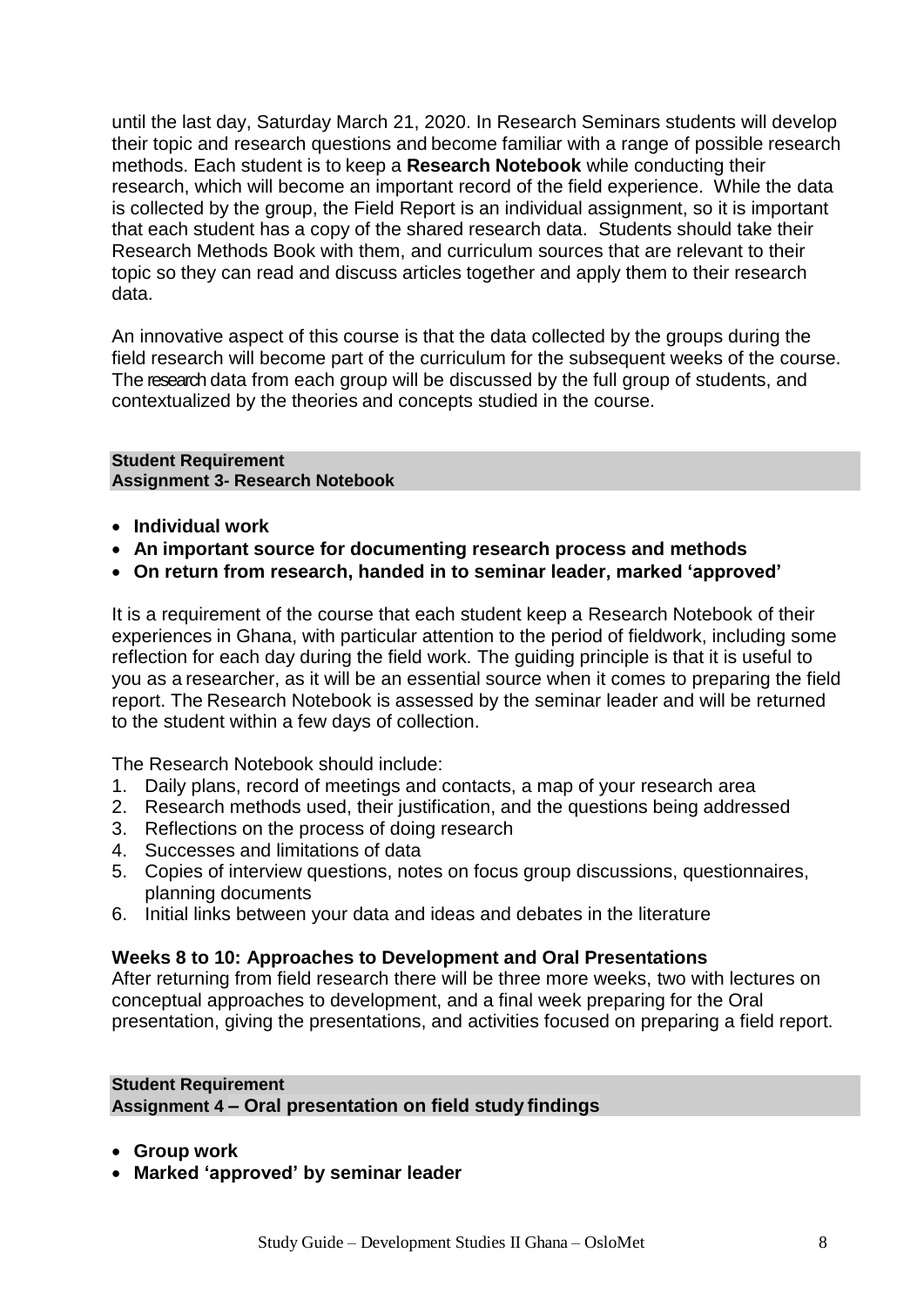until the last day, Saturday March 21, 2020. In Research Seminars students will develop their topic and research questions and become familiar with a range of possible research methods. Each student is to keep a **Research Notebook** while conducting their research, which will become an important record of the field experience. While the data is collected by the group, the Field Report is an individual assignment, so it is important that each student has a copy of the shared research data. Students should take their Research Methods Book with them, and curriculum sources that are relevant to their topic so they can read and discuss articles together and apply them to their research data.

An innovative aspect of this course is that the data collected by the groups during the field research will become part of the curriculum for the subsequent weeks of the course. The research data from each group will be discussed by the full group of students, and contextualized by the theories and concepts studied in the course.

**Student Requirement**
**Assignment 3- Research Notebook**

- **Individual work**
- **An important source for documenting research process and methods**
- **On return from research, handed in to seminar leader, marked 'approved'**

It is a requirement of the course that each student keep a Research Notebook of their experiences in Ghana, with particular attention to the period of fieldwork, including some reflection for each day during the field work. The guiding principle is that it is useful to you as a researcher, as it will be an essential source when it comes to preparing the field report. The Research Notebook is assessed by the seminar leader and will be returned to the student within a few days of collection.

The Research Notebook should include:

1. Daily plans, record of meetings and contacts, a map of your research area
2. Research methods used, their justification, and the questions being addressed
3. Reflections on the process of doing research
4. Successes and limitations of data
5. Copies of interview questions, notes on focus group discussions, questionnaires, planning documents
6. Initial links between your data and ideas and debates in the literature

### Weeks 8 to 10: Approaches to Development and Oral Presentations

After returning from field research there will be three more weeks, two with lectures on conceptual approaches to development, and a final week preparing for the Oral presentation, giving the presentations, and activities focused on preparing a field report.

**Student Requirement**
**Assignment 4 – Oral presentation on field study findings**

- **Group work**
- **Marked 'approved' by seminar leader**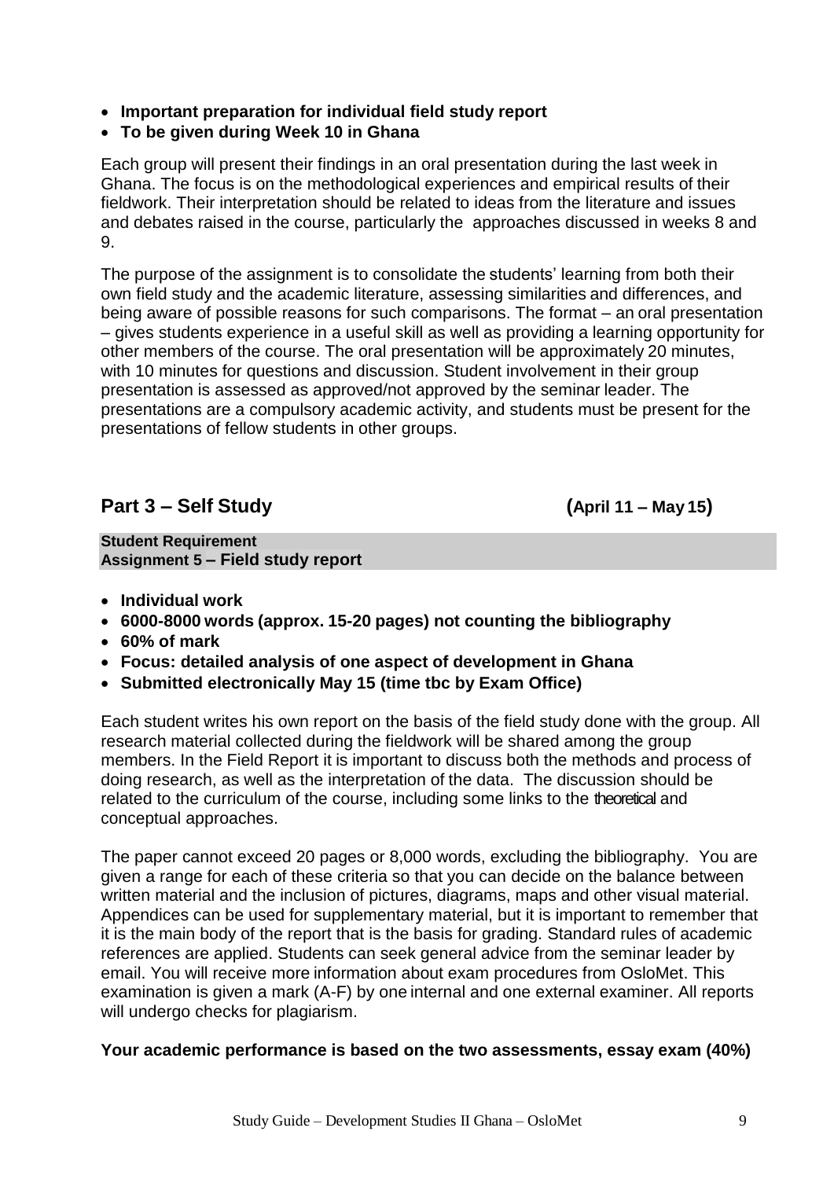- **Important preparation for individual field study report**
- **To be given during Week 10 in Ghana**

Each group will present their findings in an oral presentation during the last week in Ghana. The focus is on the methodological experiences and empirical results of their fieldwork. Their interpretation should be related to ideas from the literature and issues and debates raised in the course, particularly the approaches discussed in weeks 8 and 9.

The purpose of the assignment is to consolidate the students' learning from both their own field study and the academic literature, assessing similarities and differences, and being aware of possible reasons for such comparisons. The format – an oral presentation – gives students experience in a useful skill as well as providing a learning opportunity for other members of the course. The oral presentation will be approximately 20 minutes, with 10 minutes for questions and discussion. Student involvement in their group presentation is assessed as approved/not approved by the seminar leader. The presentations are a compulsory academic activity, and students must be present for the presentations of fellow students in other groups.

## Part 3 – Self Study (April 11 – May 15)

**Student Requirement**
**Assignment 5 – Field study report**

- **Individual work**
- **6000-8000 words (approx. 15-20 pages) not counting the bibliography**
- **60% of mark**
- **Focus: detailed analysis of one aspect of development in Ghana**
- **Submitted electronically May 15 (time tbc by Exam Office)**

Each student writes his own report on the basis of the field study done with the group. All research material collected during the fieldwork will be shared among the group members. In the Field Report it is important to discuss both the methods and process of doing research, as well as the interpretation of the data. The discussion should be related to the curriculum of the course, including some links to the theoretical and conceptual approaches.

The paper cannot exceed 20 pages or 8,000 words, excluding the bibliography. You are given a range for each of these criteria so that you can decide on the balance between written material and the inclusion of pictures, diagrams, maps and other visual material. Appendices can be used for supplementary material, but it is important to remember that it is the main body of the report that is the basis for grading. Standard rules of academic references are applied. Students can seek general advice from the seminar leader by email. You will receive more information about exam procedures from OsloMet. This examination is given a mark (A-F) by one internal and one external examiner. All reports will undergo checks for plagiarism.

**Your academic performance is based on the two assessments, essay exam (40%)**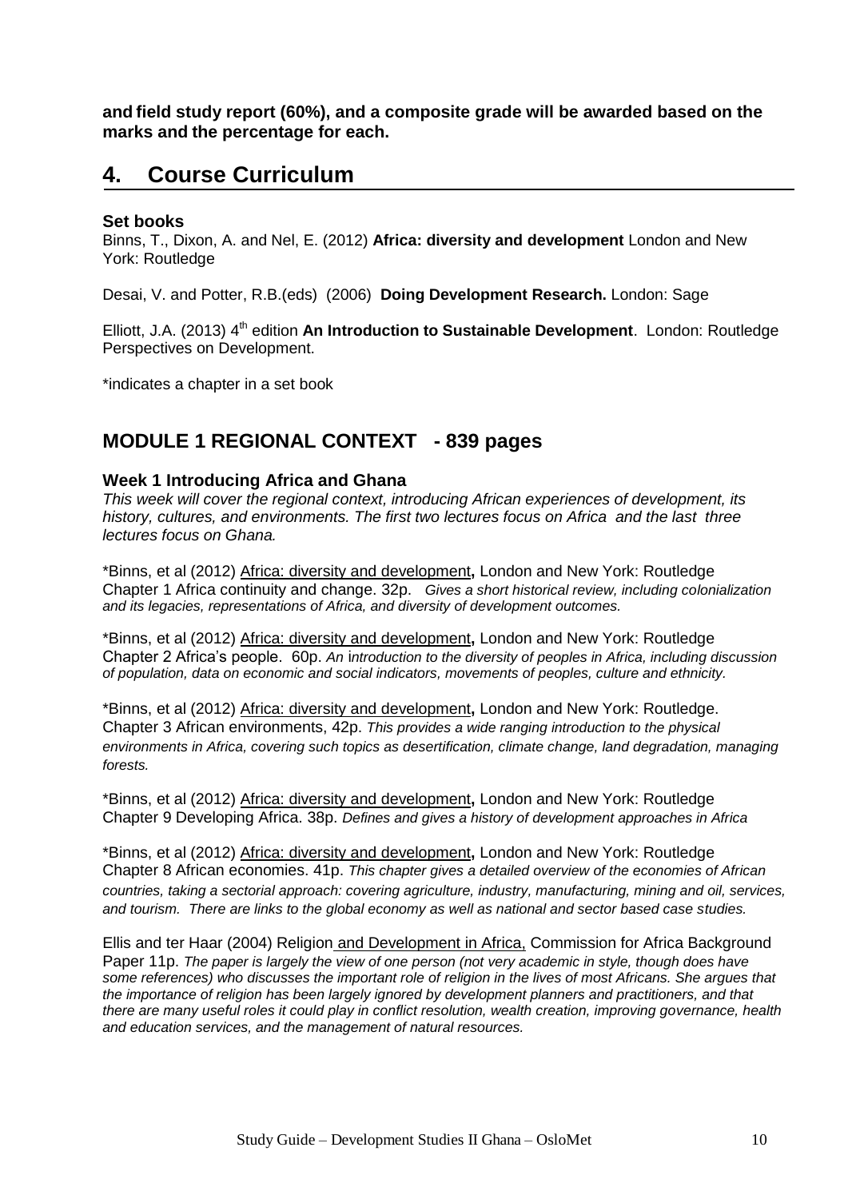**and field study report (60%), and a composite grade will be awarded based on the marks and the percentage for each.**

# 4. Course Curriculum

### Set books

Binns, T., Dixon, A. and Nel, E. (2012) **Africa: diversity and development** London and New York: Routledge

Desai, V. and Potter, R.B.(eds) (2006) **Doing Development Research.** London: Sage

Elliott, J.A. (2013) 4th edition **An Introduction to Sustainable Development**. London: Routledge Perspectives on Development.

*indicates a chapter in a set book

## MODULE 1 REGIONAL CONTEXT - 839 pages

### Week 1 Introducing Africa and Ghana

*This week will cover the regional context, introducing African experiences of development, its history, cultures, and environments. The first two lectures focus on Africa and the last three lectures focus on Ghana.*

*Binns, et al (2012) Africa: diversity and development**,** London and New York: Routledge Chapter 1 Africa continuity and change. 32p. *Gives a short historical review, including colonialization and its legacies, representations of Africa, and diversity of development outcomes.*

*Binns, et al (2012) Africa: diversity and development**,** London and New York: Routledge Chapter 2 Africa's people. 60p. *An introduction to the diversity of peoples in Africa, including discussion of population, data on economic and social indicators, movements of peoples, culture and ethnicity.*

*Binns, et al (2012) Africa: diversity and development**,** London and New York: Routledge. Chapter 3 African environments, 42p. *This provides a wide ranging introduction to the physical environments in Africa, covering such topics as desertification, climate change, land degradation, managing forests.*

*Binns, et al (2012) Africa: diversity and development**,** London and New York: Routledge Chapter 9 Developing Africa. 38p. *Defines and gives a history of development approaches in Africa*

*Binns, et al (2012) Africa: diversity and development**,** London and New York: Routledge Chapter 8 African economies. 41p. *This chapter gives a detailed overview of the economies of African countries, taking a sectorial approach: covering agriculture, industry, manufacturing, mining and oil, services, and tourism. There are links to the global economy as well as national and sector based case studies.*

Ellis and ter Haar (2004) Religion and Development in Africa, Commission for Africa Background Paper 11p. *The paper is largely the view of one person (not very academic in style, though does have some references) who discusses the important role of religion in the lives of most Africans. She argues that the importance of religion has been largely ignored by development planners and practitioners, and that there are many useful roles it could play in conflict resolution, wealth creation, improving governance, health and education services, and the management of natural resources.*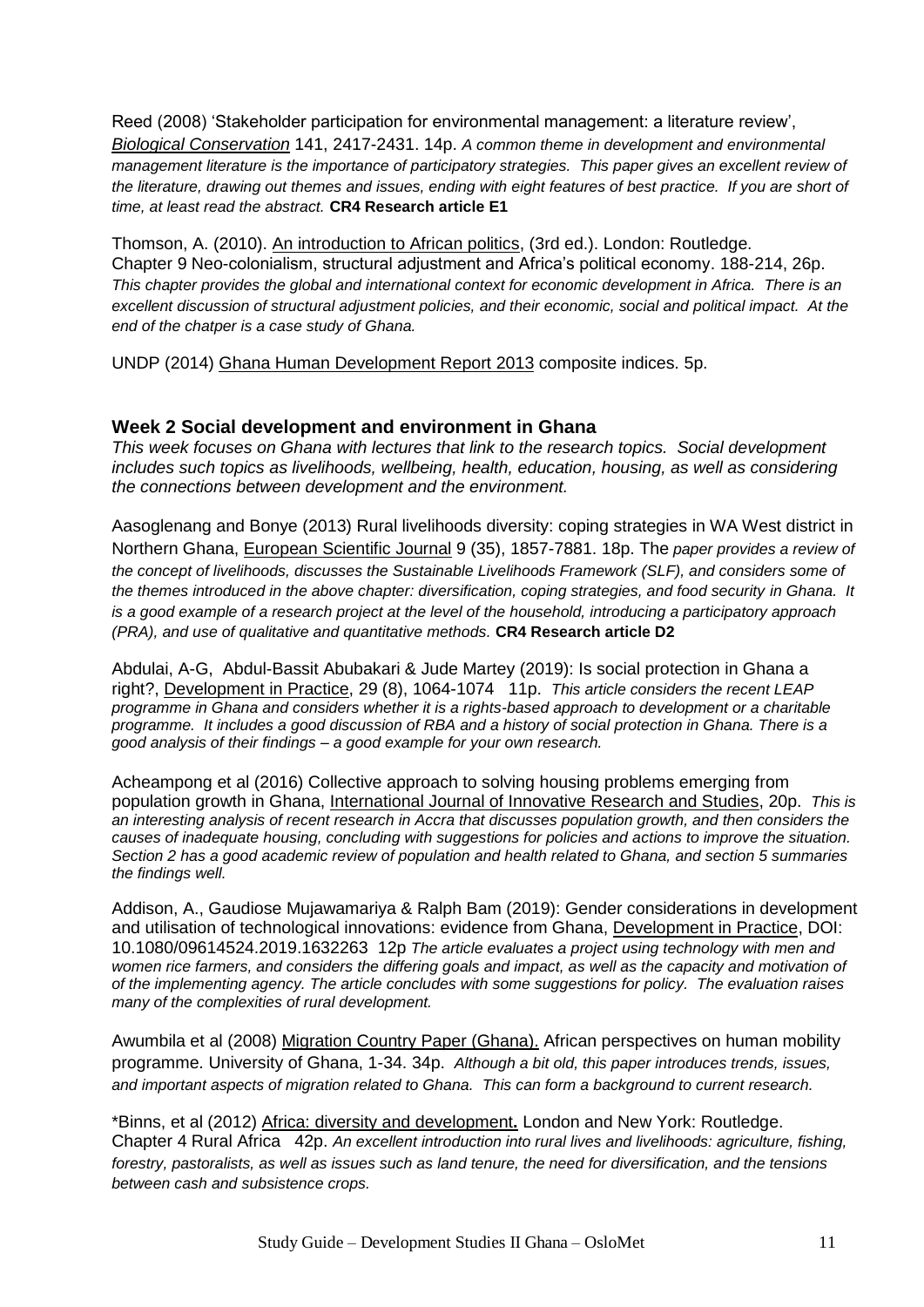Reed (2008) 'Stakeholder participation for environmental management: a literature review', Biological Conservation 141, 2417-2431. 14p. *A common theme in development and environmental management literature is the importance of participatory strategies. This paper gives an excellent review of the literature, drawing out themes and issues, ending with eight features of best practice. If you are short of time, at least read the abstract.* **CR4 Research article E1**

Thomson, A. (2010). An introduction to African politics, (3rd ed.). London: Routledge. Chapter 9 Neo-colonialism, structural adjustment and Africa's political economy. 188-214, 26p. *This chapter provides the global and international context for economic development in Africa. There is an excellent discussion of structural adjustment policies, and their economic, social and political impact. At the end of the chatper is a case study of Ghana.*

UNDP (2014) Ghana Human Development Report 2013 composite indices. 5p.

## Week 2 Social development and environment in Ghana

*This week focuses on Ghana with lectures that link to the research topics. Social development includes such topics as livelihoods, wellbeing, health, education, housing, as well as considering the connections between development and the environment.*

Aasoglenang and Bonye (2013) Rural livelihoods diversity: coping strategies in WA West district in Northern Ghana, European Scientific Journal 9 (35), 1857-7881. 18p. The *paper provides a review of the concept of livelihoods, discusses the Sustainable Livelihoods Framework (SLF), and considers some of the themes introduced in the above chapter: diversification, coping strategies, and food security in Ghana. It is a good example of a research project at the level of the household, introducing a participatory approach (PRA), and use of qualitative and quantitative methods.* **CR4 Research article D2**

Abdulai, A-G, Abdul-Bassit Abubakari & Jude Martey (2019): Is social protection in Ghana a right?, Development in Practice, 29 (8), 1064-1074 11p. *This article considers the recent LEAP programme in Ghana and considers whether it is a rights-based approach to development or a charitable programme. It includes a good discussion of RBA and a history of social protection in Ghana. There is a good analysis of their findings – a good example for your own research.*

Acheampong et al (2016) Collective approach to solving housing problems emerging from population growth in Ghana, International Journal of Innovative Research and Studies, 20p. *This is an interesting analysis of recent research in Accra that discusses population growth, and then considers the causes of inadequate housing, concluding with suggestions for policies and actions to improve the situation. Section 2 has a good academic review of population and health related to Ghana, and section 5 summaries the findings well.*

Addison, A., Gaudiose Mujawamariya & Ralph Bam (2019): Gender considerations in development and utilisation of technological innovations: evidence from Ghana, Development in Practice, DOI: 10.1080/09614524.2019.1632263 12p *The article evaluates a project using technology with men and women rice farmers, and considers the differing goals and impact, as well as the capacity and motivation of of the implementing agency. The article concludes with some suggestions for policy. The evaluation raises many of the complexities of rural development.*

Awumbila et al (2008) Migration Country Paper (Ghana). African perspectives on human mobility programme. University of Ghana, 1-34. 34p. *Although a bit old, this paper introduces trends, issues, and important aspects of migration related to Ghana. This can form a background to current research.*

*Binns, et al (2012) Africa: diversity and development**.** London and New York: Routledge. Chapter 4 Rural Africa 42p. *An excellent introduction into rural lives and livelihoods: agriculture, fishing, forestry, pastoralists, as well as issues such as land tenure, the need for diversification, and the tensions between cash and subsistence crops.*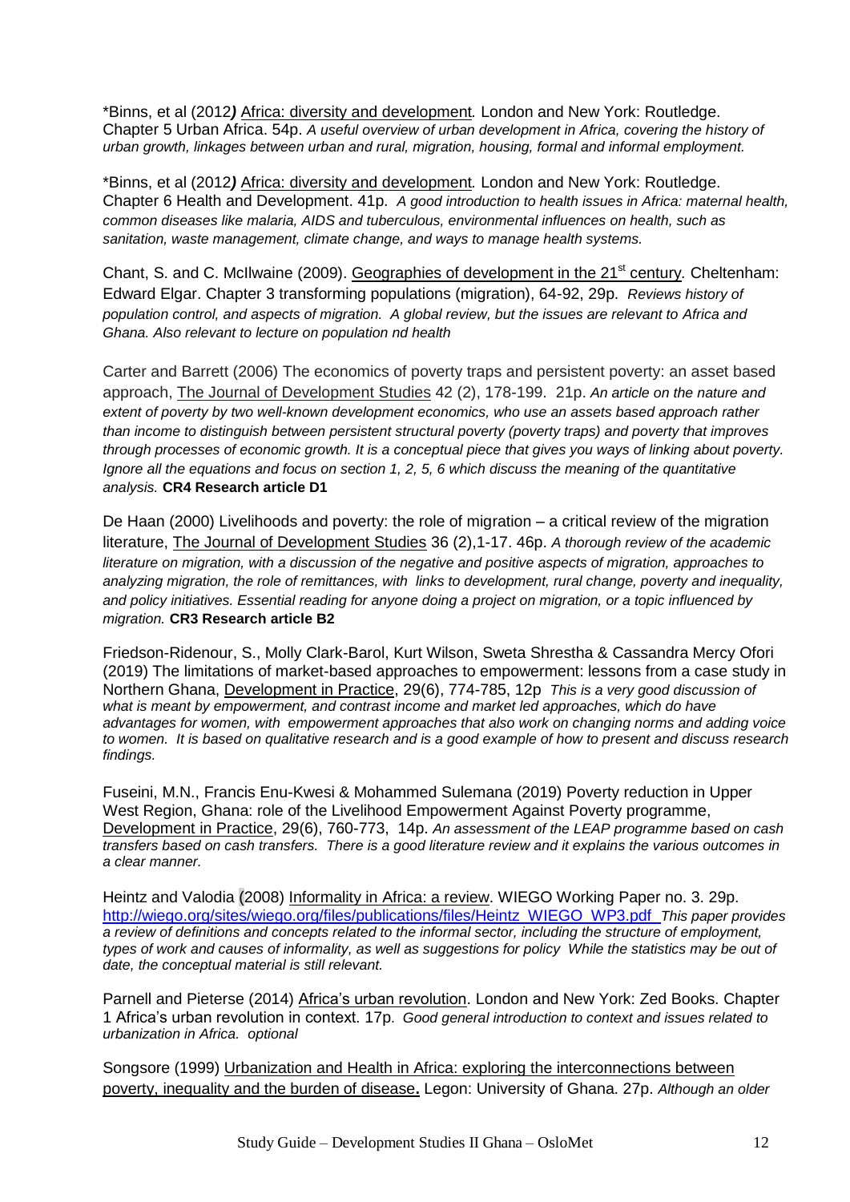*Binns, et al (2012*)* <u>Africa: diversity and development</u>*.* London and New York: Routledge. Chapter 5 Urban Africa. 54p. *A useful overview of urban development in Africa, covering the history of urban growth, linkages between urban and rural, migration, housing, formal and informal employment.*

*Binns, et al (2012*)* <u>Africa: diversity and development</u>*.* London and New York: Routledge. Chapter 6 Health and Development. 41p. *A good introduction to health issues in Africa: maternal health, common diseases like malaria, AIDS and tuberculous, environmental influences on health, such as sanitation, waste management, climate change, and ways to manage health systems.*

Chant, S. and C. McIlwaine (2009). <u>Geographies of development in the 21st century</u>*.* Cheltenham: Edward Elgar. Chapter 3 transforming populations (migration), 64-92, 29p. *Reviews history of population control, and aspects of migration. A global review, but the issues are relevant to Africa and Ghana. Also relevant to lecture on population nd health*

Carter and Barrett (2006) The economics of poverty traps and persistent poverty: an asset based approach, <u>The Journal of Development Studies</u> 42 (2), 178-199. 21p. *An article on the nature and extent of poverty by two well-known development economics, who use an assets based approach rather than income to distinguish between persistent structural poverty (poverty traps) and poverty that improves through processes of economic growth. It is a conceptual piece that gives you ways of linking about poverty. Ignore all the equations and focus on section 1, 2, 5, 6 which discuss the meaning of the quantitative analysis.* **CR4 Research article D1**

De Haan (2000) Livelihoods and poverty: the role of migration – a critical review of the migration literature, <u>The Journal of Development Studies</u> 36 (2),1-17. 46p. *A thorough review of the academic literature on migration, with a discussion of the negative and positive aspects of migration, approaches to analyzing migration, the role of remittances, with links to development, rural change, poverty and inequality, and policy initiatives. Essential reading for anyone doing a project on migration, or a topic influenced by migration.* **CR3 Research article B2**

Friedson-Ridenour, S., Molly Clark-Barol, Kurt Wilson, Sweta Shrestha & Cassandra Mercy Ofori (2019) The limitations of market-based approaches to empowerment: lessons from a case study in Northern Ghana, <u>Development in Practice</u>, 29(6), 774-785, 12p *This is a very good discussion of what is meant by empowerment, and contrast income and market led approaches, which do have advantages for women, with empowerment approaches that also work on changing norms and adding voice to women. It is based on qualitative research and is a good example of how to present and discuss research findings.*

Fuseini, M.N., Francis Enu-Kwesi & Mohammed Sulemana (2019) Poverty reduction in Upper West Region, Ghana: role of the Livelihood Empowerment Against Poverty programme, <u>Development in Practice</u>, 29(6), 760-773, 14p. *An assessment of the LEAP programme based on cash transfers based on cash transfers. There is a good literature review and it explains the various outcomes in a clear manner.*

Heintz and Valodia (2008) <u>Informality in Africa: a review</u>. WIEGO Working Paper no. 3. 29p. http://wiego.org/sites/wiego.org/files/publications/files/Heintz_WIEGO_WP3.pdf *This paper provides a review of definitions and concepts related to the informal sector, including the structure of employment, types of work and causes of informality, as well as suggestions for policy While the statistics may be out of date, the conceptual material is still relevant.*

Parnell and Pieterse (2014) <u>Africa's urban revolution</u>. London and New York: Zed Books. Chapter 1 Africa's urban revolution in context. 17p. *Good general introduction to context and issues related to urbanization in Africa. optional*

Songsore (1999) <u>Urbanization and Health in Africa: exploring the interconnections between poverty, inequality and the burden of disease</u>**.** Legon: University of Ghana. 27p. *Although an older*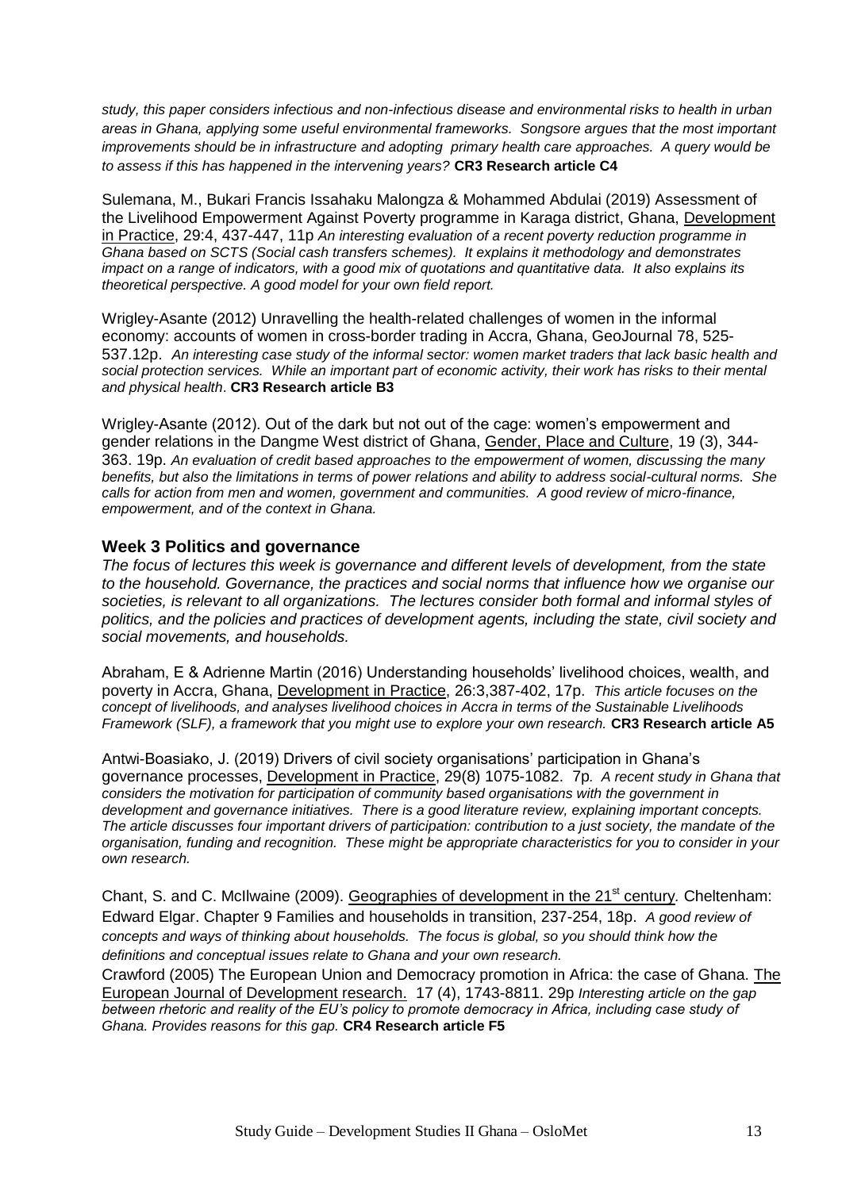*study, this paper considers infectious and non-infectious disease and environmental risks to health in urban areas in Ghana, applying some useful environmental frameworks. Songsore argues that the most important improvements should be in infrastructure and adopting primary health care approaches. A query would be to assess if this has happened in the intervening years?* **CR3 Research article C4**

Sulemana, M., Bukari Francis Issahaku Malongza & Mohammed Abdulai (2019) Assessment of the Livelihood Empowerment Against Poverty programme in Karaga district, Ghana, Development in Practice, 29:4, 437-447, 11p *An interesting evaluation of a recent poverty reduction programme in Ghana based on SCTS (Social cash transfers schemes). It explains it methodology and demonstrates impact on a range of indicators, with a good mix of quotations and quantitative data. It also explains its theoretical perspective. A good model for your own field report.*

Wrigley-Asante (2012) Unravelling the health-related challenges of women in the informal economy: accounts of women in cross-border trading in Accra, Ghana, GeoJournal 78, 525-537.12p. *An interesting case study of the informal sector: women market traders that lack basic health and social protection services. While an important part of economic activity, their work has risks to their mental and physical health*. **CR3 Research article B3**

Wrigley-Asante (2012). Out of the dark but not out of the cage: women's empowerment and gender relations in the Dangme West district of Ghana, Gender, Place and Culture, 19 (3), 344-363. 19p. *An evaluation of credit based approaches to the empowerment of women, discussing the many benefits, but also the limitations in terms of power relations and ability to address social-cultural norms. She calls for action from men and women, government and communities. A good review of micro-finance, empowerment, and of the context in Ghana.*

## Week 3 Politics and governance

*The focus of lectures this week is governance and different levels of development, from the state to the household. Governance, the practices and social norms that influence how we organise our societies, is relevant to all organizations. The lectures consider both formal and informal styles of politics, and the policies and practices of development agents, including the state, civil society and social movements, and households.*

Abraham, E & Adrienne Martin (2016) Understanding households' livelihood choices, wealth, and poverty in Accra, Ghana, Development in Practice, 26:3,387-402, 17p. *This article focuses on the concept of livelihoods, and analyses livelihood choices in Accra in terms of the Sustainable Livelihoods Framework (SLF), a framework that you might use to explore your own research.* **CR3 Research article A5**

Antwi-Boasiako, J. (2019) Drivers of civil society organisations' participation in Ghana's governance processes, Development in Practice, 29(8) 1075-1082. 7p*. A recent study in Ghana that considers the motivation for participation of community based organisations with the government in development and governance initiatives. There is a good literature review, explaining important concepts. The article discusses four important drivers of participation: contribution to a just society, the mandate of the organisation, funding and recognition. These might be appropriate characteristics for you to consider in your own research.*

Chant, S. and C. McIlwaine (2009). Geographies of development in the 21st century*.* Cheltenham: Edward Elgar. Chapter 9 Families and households in transition, 237-254, 18p. *A good review of concepts and ways of thinking about households. The focus is global, so you should think how the definitions and conceptual issues relate to Ghana and your own research.*

Crawford (2005) The European Union and Democracy promotion in Africa: the case of Ghana. The European Journal of Development research. 17 (4), 1743-8811. 29p *Interesting article on the gap between rhetoric and reality of the EU's policy to promote democracy in Africa, including case study of Ghana. Provides reasons for this gap.* **CR4 Research article F5**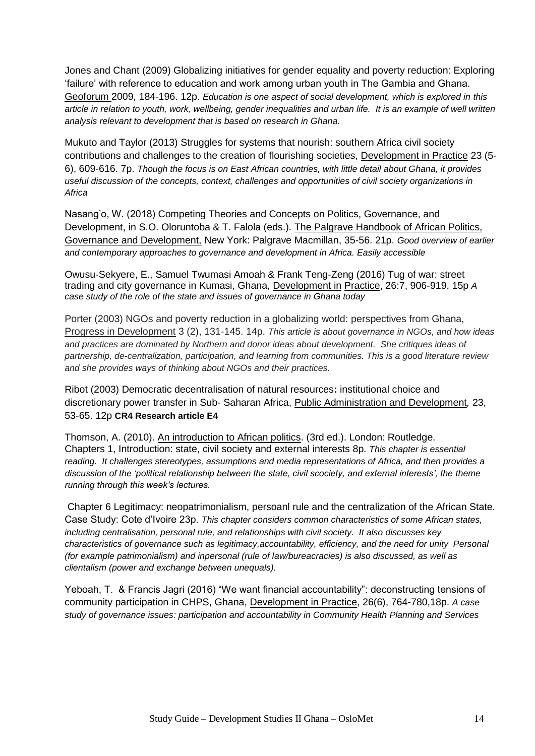Jones and Chant (2009) Globalizing initiatives for gender equality and poverty reduction: Exploring 'failure' with reference to education and work among urban youth in The Gambia and Ghana. Geoforum 2009, 184-196. 12p. *Education is one aspect of social development, which is explored in this article in relation to youth, work, wellbeing, gender inequalities and urban life. It is an example of well written analysis relevant to development that is based on research in Ghana.*

Mukuto and Taylor (2013) Struggles for systems that nourish: southern Africa civil society contributions and challenges to the creation of flourishing societies, Development in Practice 23 (5-6), 609-616. 7p. *Though the focus is on East African countries, with little detail about Ghana, it provides useful discussion of the concepts, context, challenges and opportunities of civil society organizations in Africa*

Nasang'o, W. (2018) Competing Theories and Concepts on Politics, Governance, and Development, in S.O. Oloruntoba & T. Falola (eds.). The Palgrave Handbook of African Politics, Governance and Development, New York: Palgrave Macmillan, 35-56. 21p. *Good overview of earlier and contemporary approaches to governance and development in Africa. Easily accessible*

Owusu-Sekyere, E., Samuel Twumasi Amoah & Frank Teng-Zeng (2016) Tug of war: street trading and city governance in Kumasi, Ghana, Development in Practice, 26:7, 906-919, 15p *A case study of the role of the state and issues of governance in Ghana today*

Porter (2003) NGOs and poverty reduction in a globalizing world: perspectives from Ghana, Progress in Development 3 (2), 131-145. 14p. *This article is about governance in NGOs, and how ideas and practices are dominated by Northern and donor ideas about development. She critiques ideas of partnership, de-centralization, participation, and learning from communities. This is a good literature review and she provides ways of thinking about NGOs and their practices.*

Ribot (2003) Democratic decentralisation of natural resources**:** institutional choice and discretionary power transfer in Sub- Saharan Africa, Public Administration and Development*,* 23, 53-65. 12p **CR4 Research article E4**

Thomson, A. (2010). An introduction to African politics. (3rd ed.). London: Routledge. Chapters 1, Introduction: state, civil society and external interests 8p. *This chapter is essential reading. It challenges stereotypes, assumptions and media representations of Africa, and then provides a discussion of the 'political relationship between the state, civil scociety, and external interests', the theme running through this week's lectures.*

Chapter 6 Legitimacy: neopatrimonialism, persoanl rule and the centralization of the African State. Case Study: Cote d'Ivoire 23p. *This chapter considers common characteristics of some African states, including centralisation, personal rule, and relationships with civil society. It also discusses key characteristics of governance such as legitimacy,accountability, efficiency, and the need for unity Personal (for example patrimonialism) and inpersonal (rule of law/bureacracies) is also discussed, as well as clientalism (power and exchange between unequals).*

Yeboah, T. & Francis Jagri (2016) "We want financial accountability": deconstructing tensions of community participation in CHPS, Ghana, Development in Practice, 26(6), 764-780,18p. *A case study of governance issues: participation and accountability in Community Health Planning and Services*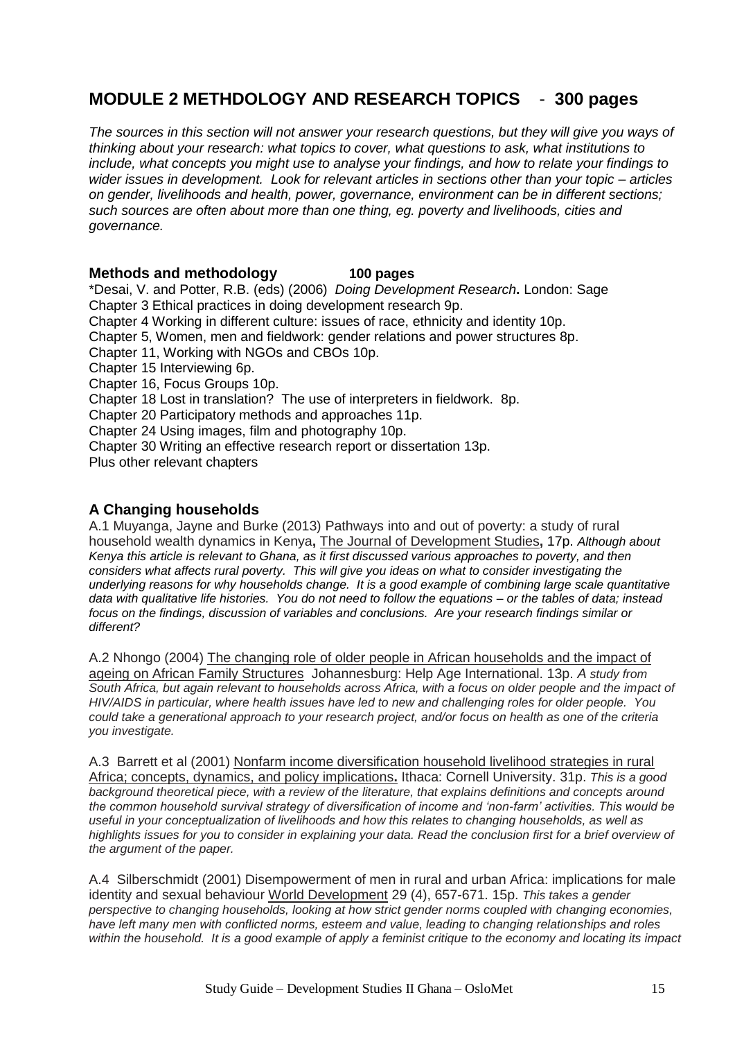# MODULE 2 METHDOLOGY AND RESEARCH TOPICS - 300 pages

*The sources in this section will not answer your research questions, but they will give you ways of thinking about your research: what topics to cover, what questions to ask, what institutions to include, what concepts you might use to analyse your findings, and how to relate your findings to wider issues in development. Look for relevant articles in sections other than your topic – articles on gender, livelihoods and health, power, governance, environment can be in different sections; such sources are often about more than one thing, eg. poverty and livelihoods, cities and governance.*

### Methods and methodology **100 pages**

*Desai, V. and Potter, R.B. (eds) (2006) *Doing Development Research***.** London: Sage
Chapter 3 Ethical practices in doing development research 9p.
Chapter 4 Working in different culture: issues of race, ethnicity and identity 10p.
Chapter 5, Women, men and fieldwork: gender relations and power structures 8p.
Chapter 11, Working with NGOs and CBOs 10p.
Chapter 15 Interviewing 6p.
Chapter 16, Focus Groups 10p.
Chapter 18 Lost in translation? The use of interpreters in fieldwork. 8p.
Chapter 20 Participatory methods and approaches 11p.
Chapter 24 Using images, film and photography 10p.
Chapter 30 Writing an effective research report or dissertation 13p.
Plus other relevant chapters

### A Changing households

A.1 Muyanga, Jayne and Burke (2013) Pathways into and out of poverty: a study of rural household wealth dynamics in Kenya**,** The Journal of Development Studies**,** 17p. *Although about Kenya this article is relevant to Ghana, as it first discussed various approaches to poverty, and then considers what affects rural poverty. This will give you ideas on what to consider investigating the underlying reasons for why households change. It is a good example of combining large scale quantitative data with qualitative life histories. You do not need to follow the equations – or the tables of data; instead focus on the findings, discussion of variables and conclusions. Are your research findings similar or different?*

A.2 Nhongo (2004) The changing role of older people in African households and the impact of ageing on African Family Structures Johannesburg: Help Age International. 13p. *A study from South Africa, but again relevant to households across Africa, with a focus on older people and the impact of HIV/AIDS in particular, where health issues have led to new and challenging roles for older people. You could take a generational approach to your research project, and/or focus on health as one of the criteria you investigate.*

A.3 Barrett et al (2001) Nonfarm income diversification household livelihood strategies in rural Africa; concepts, dynamics, and policy implications**.** Ithaca: Cornell University. 31p. *This is a good background theoretical piece, with a review of the literature, that explains definitions and concepts around the common household survival strategy of diversification of income and 'non-farm' activities. This would be useful in your conceptualization of livelihoods and how this relates to changing households, as well as highlights issues for you to consider in explaining your data. Read the conclusion first for a brief overview of the argument of the paper.*

A.4 Silberschmidt (2001) Disempowerment of men in rural and urban Africa: implications for male identity and sexual behaviour World Development 29 (4), 657-671. 15p. *This takes a gender perspective to changing households, looking at how strict gender norms coupled with changing economies, have left many men with conflicted norms, esteem and value, leading to changing relationships and roles within the household. It is a good example of apply a feminist critique to the economy and locating its impact*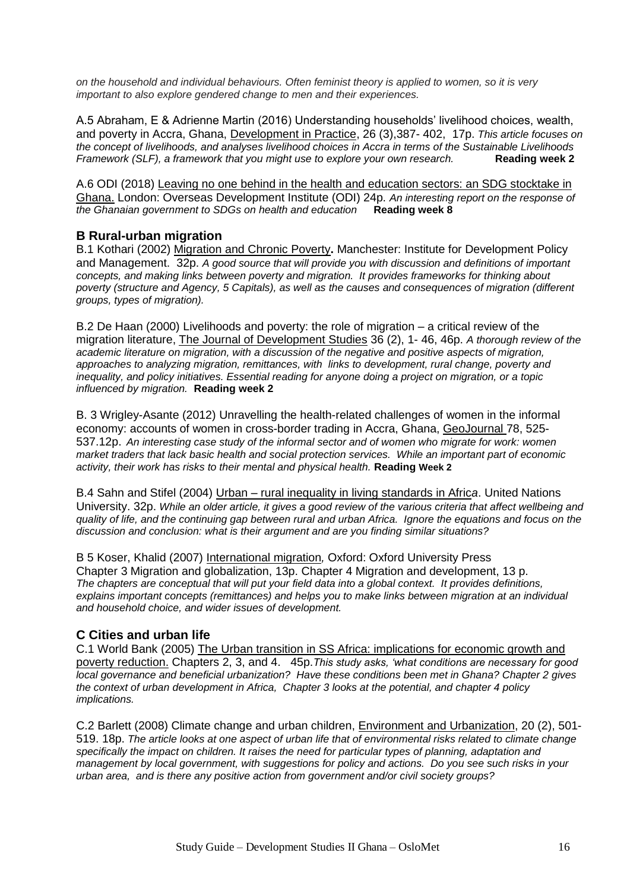*on the household and individual behaviours. Often feminist theory is applied to women, so it is very important to also explore gendered change to men and their experiences.*

A.5 Abraham, E & Adrienne Martin (2016) Understanding households' livelihood choices, wealth, and poverty in Accra, Ghana, Development in Practice, 26 (3),387- 402, 17p. *This article focuses on the concept of livelihoods, and analyses livelihood choices in Accra in terms of the Sustainable Livelihoods Framework (SLF), a framework that you might use to explore your own research.* **Reading week 2**

A.6 ODI (2018) Leaving no one behind in the health and education sectors: an SDG stocktake in Ghana. London: Overseas Development Institute (ODI) 24p. *An interesting report on the response of the Ghanaian government to SDGs on health and education* **Reading week 8**

## B Rural-urban migration

B.1 Kothari (2002) Migration and Chronic Poverty**.** Manchester: Institute for Development Policy and Management. 32p. *A good source that will provide you with discussion and definitions of important concepts, and making links between poverty and migration. It provides frameworks for thinking about poverty (structure and Agency, 5 Capitals), as well as the causes and consequences of migration (different groups, types of migration).*

B.2 De Haan (2000) Livelihoods and poverty: the role of migration – a critical review of the migration literature, The Journal of Development Studies 36 (2), 1- 46, 46p. *A thorough review of the academic literature on migration, with a discussion of the negative and positive aspects of migration, approaches to analyzing migration, remittances, with links to development, rural change, poverty and inequality, and policy initiatives. Essential reading for anyone doing a project on migration, or a topic influenced by migration.* **Reading week 2**

B. 3 Wrigley-Asante (2012) Unravelling the health-related challenges of women in the informal economy: accounts of women in cross-border trading in Accra, Ghana, GeoJournal 78, 525-537.12p. *An interesting case study of the informal sector and of women who migrate for work: women market traders that lack basic health and social protection services. While an important part of economic activity, their work has risks to their mental and physical health.* **Reading Week 2**

B.4 Sahn and Stifel (2004) Urban – rural inequality in living standards in Africa. United Nations University. 32p. *While an older article, it gives a good review of the various criteria that affect wellbeing and quality of life, and the continuing gap between rural and urban Africa. Ignore the equations and focus on the discussion and conclusion: what is their argument and are you finding similar situations?*

B 5 Koser, Khalid (2007) International migration*,* Oxford: Oxford University Press
Chapter 3 Migration and globalization, 13p. Chapter 4 Migration and development, 13 p.
*The chapters are conceptual that will put your field data into a global context. It provides definitions, explains important concepts (remittances) and helps you to make links between migration at an individual and household choice, and wider issues of development.*

## C Cities and urban life

C.1 World Bank (2005) The Urban transition in SS Africa: implications for economic growth and poverty reduction. Chapters 2, 3, and 4. 45p.*This study asks, 'what conditions are necessary for good local governance and beneficial urbanization? Have these conditions been met in Ghana? Chapter 2 gives the context of urban development in Africa, Chapter 3 looks at the potential, and chapter 4 policy implications.*

C.2 Barlett (2008) Climate change and urban children, Environment and Urbanization, 20 (2), 501-519. 18p. *The article looks at one aspect of urban life that of environmental risks related to climate change specifically the impact on children. It raises the need for particular types of planning, adaptation and management by local government, with suggestions for policy and actions. Do you see such risks in your urban area, and is there any positive action from government and/or civil society groups?*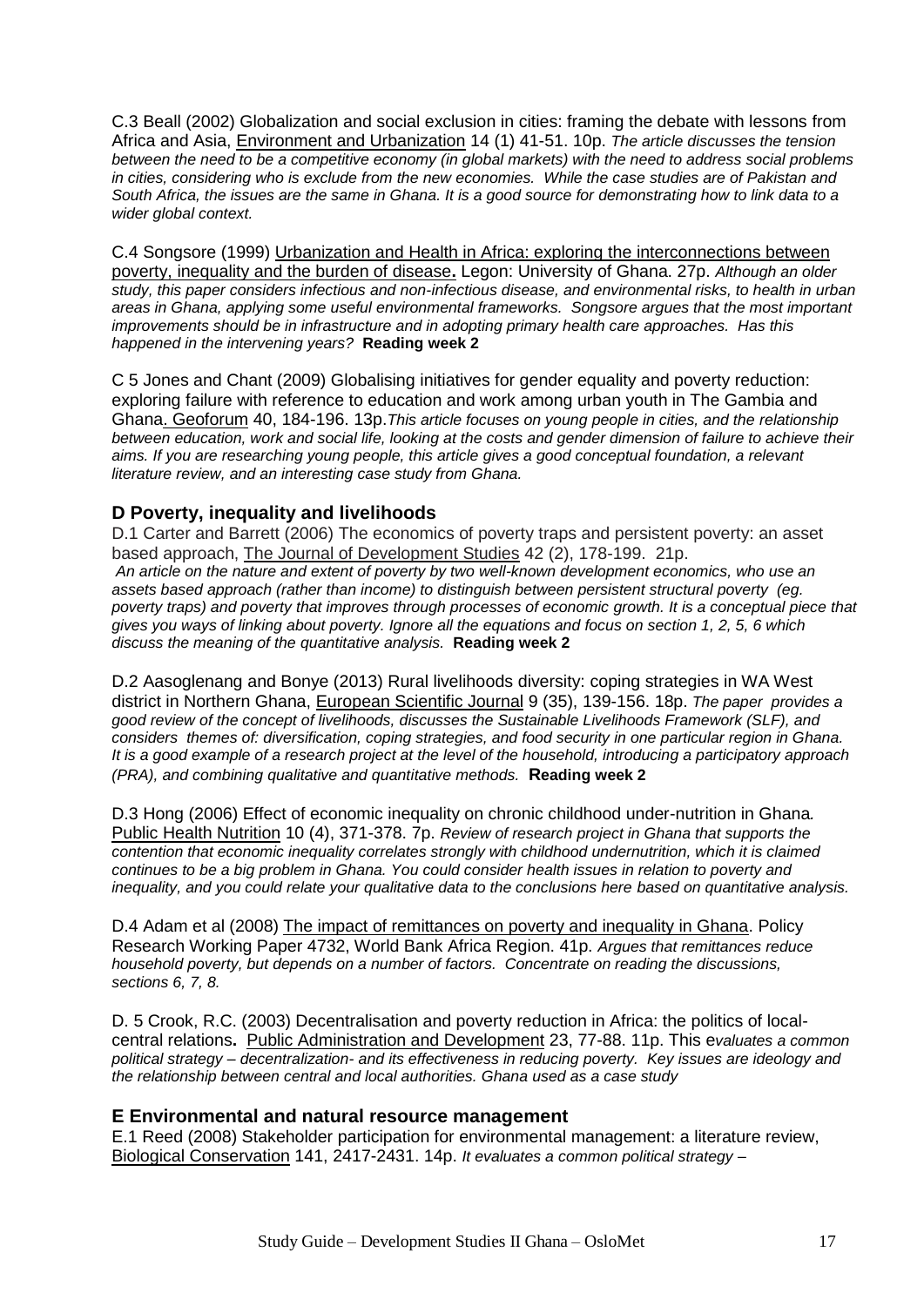C.3 Beall (2002) Globalization and social exclusion in cities: framing the debate with lessons from Africa and Asia, Environment and Urbanization 14 (1) 41-51. 10p. *The article discusses the tension between the need to be a competitive economy (in global markets) with the need to address social problems in cities, considering who is exclude from the new economies. While the case studies are of Pakistan and South Africa, the issues are the same in Ghana. It is a good source for demonstrating how to link data to a wider global context.*

C.4 Songsore (1999) Urbanization and Health in Africa: exploring the interconnections between poverty, inequality and the burden of disease**.** Legon: University of Ghana. 27p. *Although an older study, this paper considers infectious and non-infectious disease, and environmental risks, to health in urban areas in Ghana, applying some useful environmental frameworks. Songsore argues that the most important improvements should be in infrastructure and in adopting primary health care approaches. Has this happened in the intervening years?* **Reading week 2**

C 5 Jones and Chant (2009) Globalising initiatives for gender equality and poverty reduction: exploring failure with reference to education and work among urban youth in The Gambia and Ghana. Geoforum 40, 184-196. 13p.*This article focuses on young people in cities, and the relationship between education, work and social life, looking at the costs and gender dimension of failure to achieve their aims. If you are researching young people, this article gives a good conceptual foundation, a relevant literature review, and an interesting case study from Ghana.*

## D Poverty, inequality and livelihoods

D.1 Carter and Barrett (2006) The economics of poverty traps and persistent poverty: an asset based approach, The Journal of Development Studies 42 (2), 178-199. 21p.
*An article on the nature and extent of poverty by two well-known development economics, who use an assets based approach (rather than income) to distinguish between persistent structural poverty (eg. poverty traps) and poverty that improves through processes of economic growth. It is a conceptual piece that gives you ways of linking about poverty. Ignore all the equations and focus on section 1, 2, 5, 6 which discuss the meaning of the quantitative analysis.* **Reading week 2**

D.2 Aasoglenang and Bonye (2013) Rural livelihoods diversity: coping strategies in WA West district in Northern Ghana, European Scientific Journal 9 (35), 139-156. 18p. *The paper provides a good review of the concept of livelihoods, discusses the Sustainable Livelihoods Framework (SLF), and considers themes of: diversification, coping strategies, and food security in one particular region in Ghana. It is a good example of a research project at the level of the household, introducing a participatory approach (PRA), and combining qualitative and quantitative methods.* **Reading week 2**

D.3 Hong (2006) Effect of economic inequality on chronic childhood under-nutrition in Ghana*.* Public Health Nutrition 10 (4), 371-378. 7p. *Review of research project in Ghana that supports the contention that economic inequality correlates strongly with childhood undernutrition, which it is claimed continues to be a big problem in Ghana. You could consider health issues in relation to poverty and inequality, and you could relate your qualitative data to the conclusions here based on quantitative analysis.*

D.4 Adam et al (2008) The impact of remittances on poverty and inequality in Ghana. Policy Research Working Paper 4732, World Bank Africa Region. 41p. *Argues that remittances reduce household poverty, but depends on a number of factors. Concentrate on reading the discussions, sections 6, 7, 8.*

D. 5 Crook, R.C. (2003) Decentralisation and poverty reduction in Africa: the politics of local-central relations**.** Public Administration and Development 23, 77-88. 11p. This e*valuates a common political strategy – decentralization- and its effectiveness in reducing poverty. Key issues are ideology and the relationship between central and local authorities. Ghana used as a case study*

## E Environmental and natural resource management

E.1 Reed (2008) Stakeholder participation for environmental management: a literature review, Biological Conservation 141, 2417-2431. 14p. *It evaluates a common political strategy –*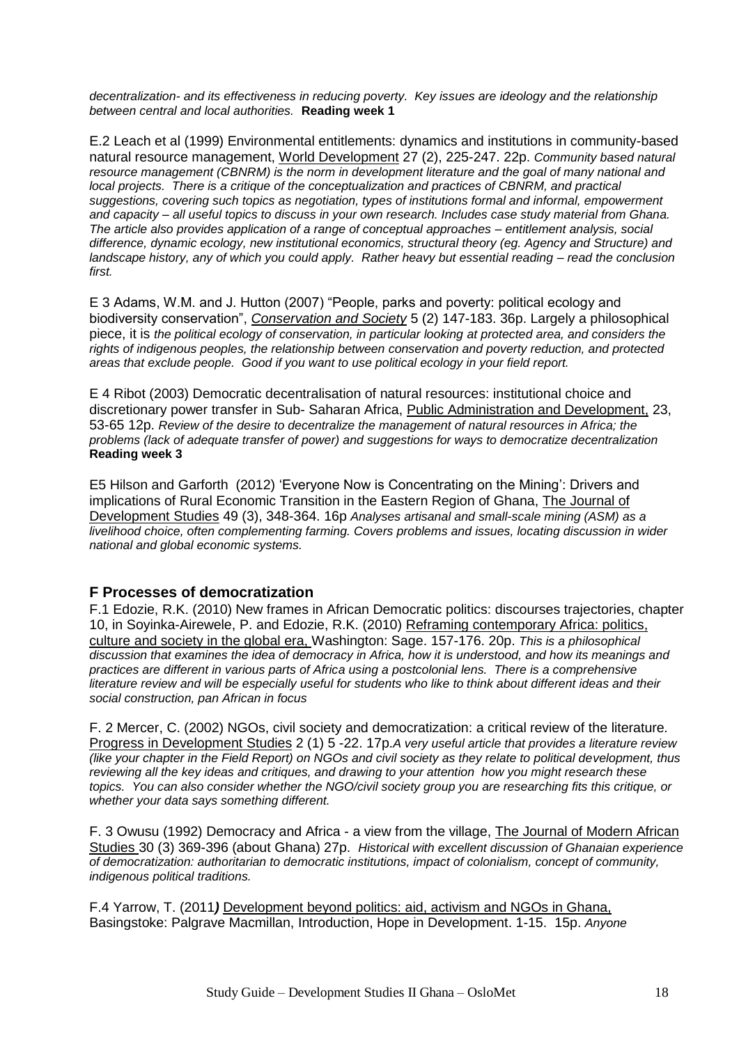*decentralization- and its effectiveness in reducing poverty. Key issues are ideology and the relationship between central and local authorities.* **Reading week 1**

E.2 Leach et al (1999) Environmental entitlements: dynamics and institutions in community-based natural resource management, World Development 27 (2), 225-247. 22p. *Community based natural resource management (CBNRM) is the norm in development literature and the goal of many national and local projects. There is a critique of the conceptualization and practices of CBNRM, and practical suggestions, covering such topics as negotiation, types of institutions formal and informal, empowerment and capacity – all useful topics to discuss in your own research. Includes case study material from Ghana. The article also provides application of a range of conceptual approaches – entitlement analysis, social difference, dynamic ecology, new institutional economics, structural theory (eg. Agency and Structure) and landscape history, any of which you could apply. Rather heavy but essential reading – read the conclusion first.*

E 3 Adams, W.M. and J. Hutton (2007) "People, parks and poverty: political ecology and biodiversity conservation", *Conservation and Society* 5 (2) 147-183. 36p. Largely a philosophical piece, it is *the political ecology of conservation, in particular looking at protected area, and considers the rights of indigenous peoples, the relationship between conservation and poverty reduction, and protected areas that exclude people. Good if you want to use political ecology in your field report.*

E 4 Ribot (2003) Democratic decentralisation of natural resources: institutional choice and discretionary power transfer in Sub- Saharan Africa, Public Administration and Development, 23, 53-65 12p. *Review of the desire to decentralize the management of natural resources in Africa; the problems (lack of adequate transfer of power) and suggestions for ways to democratize decentralization* **Reading week 3**

E5 Hilson and Garforth (2012) 'Everyone Now is Concentrating on the Mining': Drivers and implications of Rural Economic Transition in the Eastern Region of Ghana, The Journal of Development Studies 49 (3), 348-364. 16p *Analyses artisanal and small-scale mining (ASM) as a livelihood choice, often complementing farming. Covers problems and issues, locating discussion in wider national and global economic systems.*

## F Processes of democratization

F.1 Edozie, R.K. (2010) New frames in African Democratic politics: discourses trajectories, chapter 10, in Soyinka-Airewele, P. and Edozie, R.K. (2010) Reframing contemporary Africa: politics, culture and society in the global era, Washington: Sage. 157-176. 20p. *This is a philosophical discussion that examines the idea of democracy in Africa, how it is understood, and how its meanings and practices are different in various parts of Africa using a postcolonial lens. There is a comprehensive literature review and will be especially useful for students who like to think about different ideas and their social construction, pan African in focus*

F. 2 Mercer, C. (2002) NGOs, civil society and democratization: a critical review of the literature. Progress in Development Studies 2 (1) 5 -22. 17p.*A very useful article that provides a literature review (like your chapter in the Field Report) on NGOs and civil society as they relate to political development, thus reviewing all the key ideas and critiques, and drawing to your attention how you might research these topics. You can also consider whether the NGO/civil society group you are researching fits this critique, or whether your data says something different.*

F. 3 Owusu (1992) Democracy and Africa - a view from the village, The Journal of Modern African Studies 30 (3) 369-396 (about Ghana) 27p. *Historical with excellent discussion of Ghanaian experience of democratization: authoritarian to democratic institutions, impact of colonialism, concept of community, indigenous political traditions.*

F.4 Yarrow, T. (2011*)* Development beyond politics: aid, activism and NGOs in Ghana, Basingstoke: Palgrave Macmillan, Introduction, Hope in Development. 1-15. 15p. *Anyone*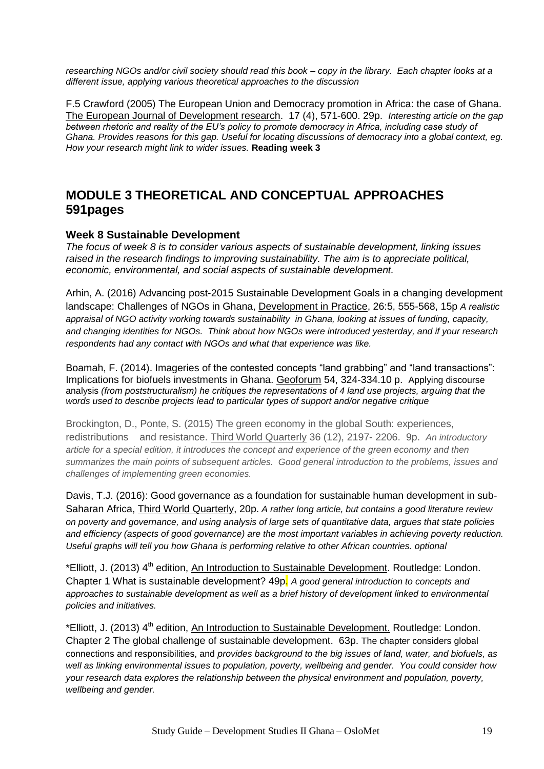*researching NGOs and/or civil society should read this book – copy in the library. Each chapter looks at a different issue, applying various theoretical approaches to the discussion*

F.5 Crawford (2005) The European Union and Democracy promotion in Africa: the case of Ghana. The European Journal of Development research. 17 (4), 571-600. 29p. *Interesting article on the gap between rhetoric and reality of the EU's policy to promote democracy in Africa, including case study of Ghana. Provides reasons for this gap. Useful for locating discussions of democracy into a global context, eg. How your research might link to wider issues.* **Reading week 3**

## MODULE 3 THEORETICAL AND CONCEPTUAL APPROACHES 591pages

### Week 8 Sustainable Development

*The focus of week 8 is to consider various aspects of sustainable development, linking issues raised in the research findings to improving sustainability. The aim is to appreciate political, economic, environmental, and social aspects of sustainable development.*

Arhin, A. (2016) Advancing post-2015 Sustainable Development Goals in a changing development landscape: Challenges of NGOs in Ghana, Development in Practice, 26:5, 555-568, 15p *A realistic appraisal of NGO activity working towards sustainability in Ghana, looking at issues of funding, capacity, and changing identities for NGOs. Think about how NGOs were introduced yesterday, and if your research respondents had any contact with NGOs and what that experience was like.*

Boamah, F. (2014). Imageries of the contested concepts "land grabbing" and "land transactions": Implications for biofuels investments in Ghana. Geoforum 54, 324-334.10 p. Applying discourse analysis *(from poststructuralism) he critiques the representations of 4 land use projects, arguing that the words used to describe projects lead to particular types of support and/or negative critique*

Brockington, D., Ponte, S. (2015) The green economy in the global South: experiences, redistributions and resistance. Third World Quarterly 36 (12), 2197- 2206. 9p. *An introductory article for a special edition, it introduces the concept and experience of the green economy and then summarizes the main points of subsequent articles. Good general introduction to the problems, issues and challenges of implementing green economies.*

Davis, T.J. (2016): Good governance as a foundation for sustainable human development in sub-Saharan Africa, Third World Quarterly, 20p. *A rather long article, but contains a good literature review on poverty and governance, and using analysis of large sets of quantitative data, argues that state policies and efficiency (aspects of good governance) are the most important variables in achieving poverty reduction. Useful graphs will tell you how Ghana is performing relative to other African countries. optional*

*Elliott, J. (2013) 4th edition, An Introduction to Sustainable Development. Routledge: London. Chapter 1 What is sustainable development? 49p. *A good general introduction to concepts and approaches to sustainable development as well as a brief history of development linked to environmental policies and initiatives.*

*Elliott, J. (2013) 4th edition, An Introduction to Sustainable Development. Routledge: London. Chapter 2 The global challenge of sustainable development. 63p. The chapter considers global connections and responsibilities, and *provides background to the big issues of land, water, and biofuels, as well as linking environmental issues to population, poverty, wellbeing and gender. You could consider how your research data explores the relationship between the physical environment and population, poverty, wellbeing and gender.*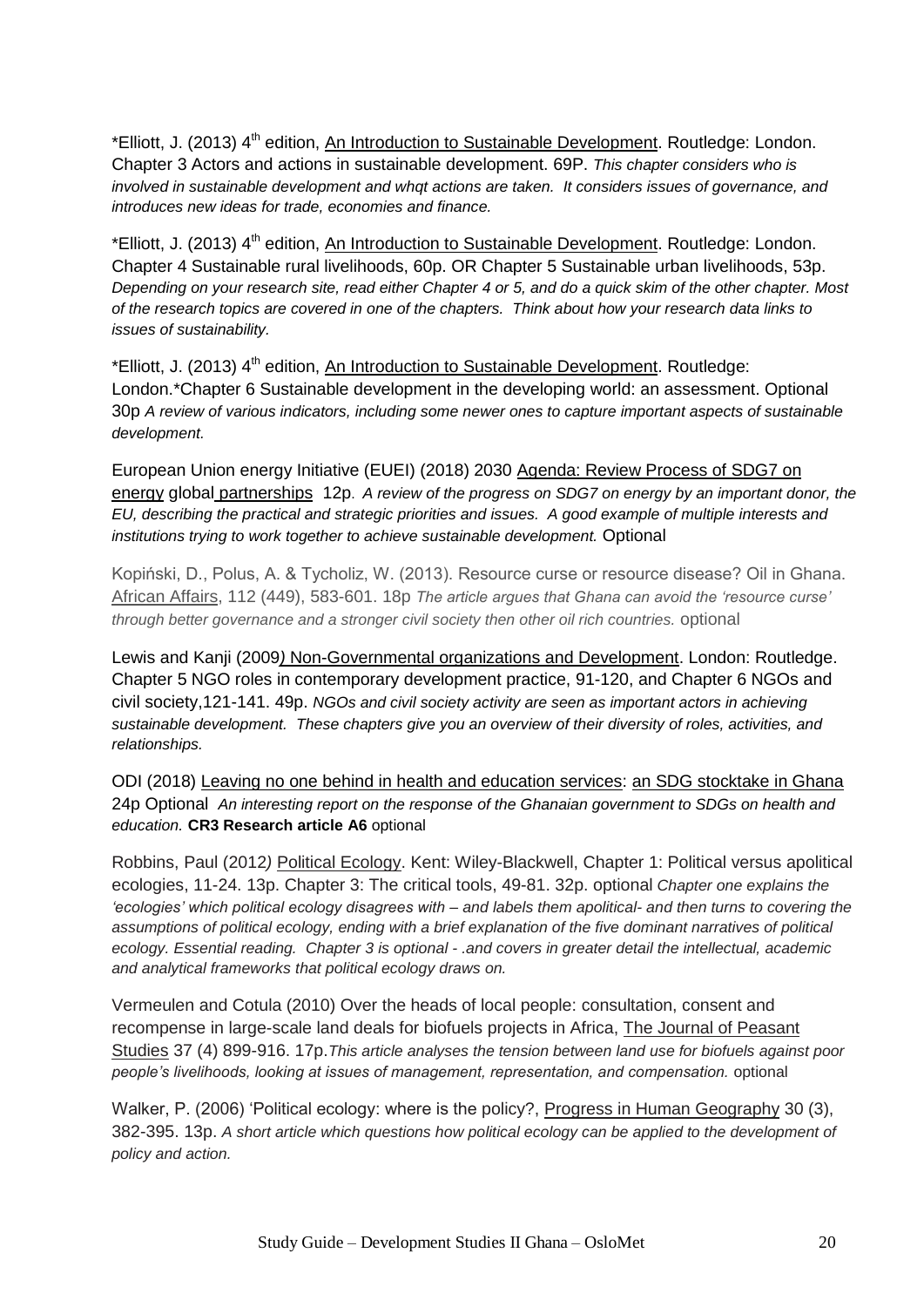*Elliott, J. (2013) 4th edition, An Introduction to Sustainable Development. Routledge: London. Chapter 3 Actors and actions in sustainable development. 69P. *This chapter considers who is involved in sustainable development and whqt actions are taken. It considers issues of governance, and introduces new ideas for trade, economies and finance.*

*Elliott, J. (2013) 4th edition, An Introduction to Sustainable Development. Routledge: London. Chapter 4 Sustainable rural livelihoods, 60p. OR Chapter 5 Sustainable urban livelihoods, 53p. *Depending on your research site, read either Chapter 4 or 5, and do a quick skim of the other chapter. Most of the research topics are covered in one of the chapters. Think about how your research data links to issues of sustainability.*

*Elliott, J. (2013) 4th edition, An Introduction to Sustainable Development. Routledge: London.*Chapter 6 Sustainable development in the developing world: an assessment. Optional 30p *A review of various indicators, including some newer ones to capture important aspects of sustainable development.*

European Union energy Initiative (EUEI) (2018) 2030 Agenda: Review Process of SDG7 on energy global partnerships 12p. *A review of the progress on SDG7 on energy by an important donor, the EU, describing the practical and strategic priorities and issues. A good example of multiple interests and institutions trying to work together to achieve sustainable development.* Optional

Kopiński, D., Polus, A. & Tycholiz, W. (2013). Resource curse or resource disease? Oil in Ghana. African Affairs, 112 (449), 583-601. 18p *The article argues that Ghana can avoid the 'resource curse' through better governance and a stronger civil society then other oil rich countries.* optional

Lewis and Kanji (2009) Non-Governmental organizations and Development. London: Routledge. Chapter 5 NGO roles in contemporary development practice, 91-120, and Chapter 6 NGOs and civil society,121-141. 49p. *NGOs and civil society activity are seen as important actors in achieving sustainable development. These chapters give you an overview of their diversity of roles, activities, and relationships.*

ODI (2018) Leaving no one behind in health and education services: an SDG stocktake in Ghana 24p Optional *An interesting report on the response of the Ghanaian government to SDGs on health and education.* **CR3 Research article A6** optional

Robbins, Paul (2012) Political Ecology. Kent: Wiley-Blackwell, Chapter 1: Political versus apolitical ecologies, 11-24. 13p. Chapter 3: The critical tools, 49-81. 32p. optional *Chapter one explains the 'ecologies' which political ecology disagrees with – and labels them apolitical- and then turns to covering the assumptions of political ecology, ending with a brief explanation of the five dominant narratives of political ecology. Essential reading. Chapter 3 is optional - .and covers in greater detail the intellectual, academic and analytical frameworks that political ecology draws on.*

Vermeulen and Cotula (2010) Over the heads of local people: consultation, consent and recompense in large-scale land deals for biofuels projects in Africa, The Journal of Peasant Studies 37 (4) 899-916. 17p.*This article analyses the tension between land use for biofuels against poor people's livelihoods, looking at issues of management, representation, and compensation.* optional

Walker, P. (2006) 'Political ecology: where is the policy?, Progress in Human Geography 30 (3), 382-395. 13p. *A short article which questions how political ecology can be applied to the development of policy and action.*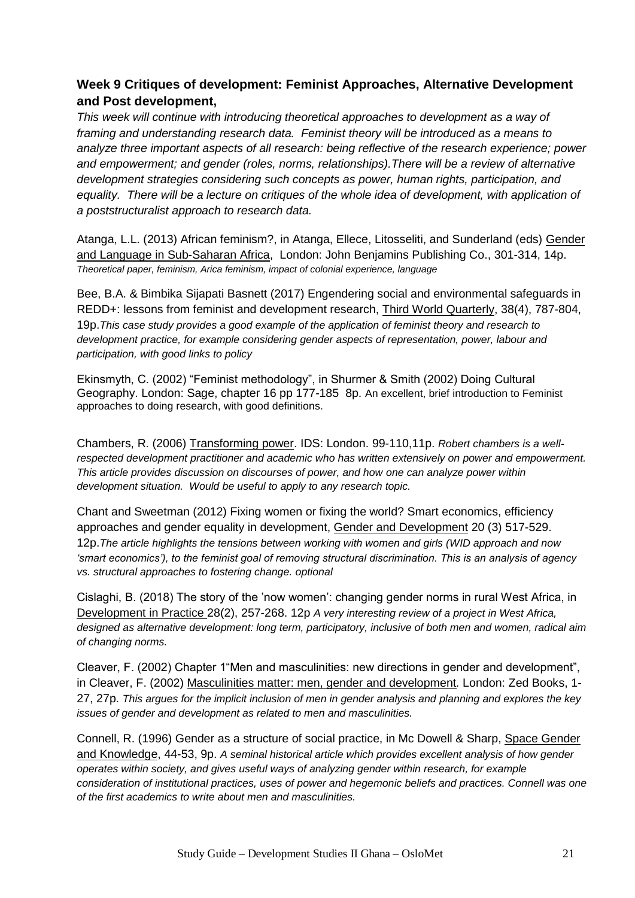### **Week 9 Critiques of development: Feminist Approaches, Alternative Development and Post development,**

*This week will continue with introducing theoretical approaches to development as a way of framing and understanding research data. Feminist theory will be introduced as a means to analyze three important aspects of all research: being reflective of the research experience; power and empowerment; and gender (roles, norms, relationships).There will be a review of alternative development strategies considering such concepts as power, human rights, participation, and equality. There will be a lecture on critiques of the whole idea of development, with application of a poststructuralist approach to research data.*

Atanga, L.L. (2013) African feminism?, in Atanga, Ellece, Litosseliti, and Sunderland (eds) Gender and Language in Sub-Saharan Africa, London: John Benjamins Publishing Co., 301-314, 14p. *Theoretical paper, feminism, Arica feminism, impact of colonial experience, language*

Bee, B.A. & Bimbika Sijapati Basnett (2017) Engendering social and environmental safeguards in REDD+: lessons from feminist and development research, Third World Quarterly, 38(4), 787-804, 19p.*This case study provides a good example of the application of feminist theory and research to development practice, for example considering gender aspects of representation, power, labour and participation, with good links to policy*

Ekinsmyth, C. (2002) "Feminist methodology", in Shurmer & Smith (2002) Doing Cultural Geography. London: Sage, chapter 16 pp 177-185 8p. An excellent, brief introduction to Feminist approaches to doing research, with good definitions.

Chambers, R. (2006) Transforming power. IDS: London. 99-110,11p. *Robert chambers is a well-respected development practitioner and academic who has written extensively on power and empowerment. This article provides discussion on discourses of power, and how one can analyze power within development situation. Would be useful to apply to any research topic.*

Chant and Sweetman (2012) Fixing women or fixing the world? Smart economics, efficiency approaches and gender equality in development, Gender and Development 20 (3) 517-529. 12p.*The article highlights the tensions between working with women and girls (WID approach and now 'smart economics'), to the feminist goal of removing structural discrimination. This is an analysis of agency vs. structural approaches to fostering change. optional*

Cislaghi, B. (2018) The story of the 'now women': changing gender norms in rural West Africa, in Development in Practice 28(2), 257-268. 12p *A very interesting review of a project in West Africa, designed as alternative development: long term, participatory, inclusive of both men and women, radical aim of changing norms.*

Cleaver, F. (2002) Chapter 1"Men and masculinities: new directions in gender and development", in Cleaver, F. (2002) Masculinities matter: men, gender and development*.* London: Zed Books, 1-27, 27p. *This argues for the implicit inclusion of men in gender analysis and planning and explores the key issues of gender and development as related to men and masculinities.*

Connell, R. (1996) Gender as a structure of social practice, in Mc Dowell & Sharp, Space Gender and Knowledge, 44-53, 9p. *A seminal historical article which provides excellent analysis of how gender operates within society, and gives useful ways of analyzing gender within research, for example consideration of institutional practices, uses of power and hegemonic beliefs and practices. Connell was one of the first academics to write about men and masculinities.*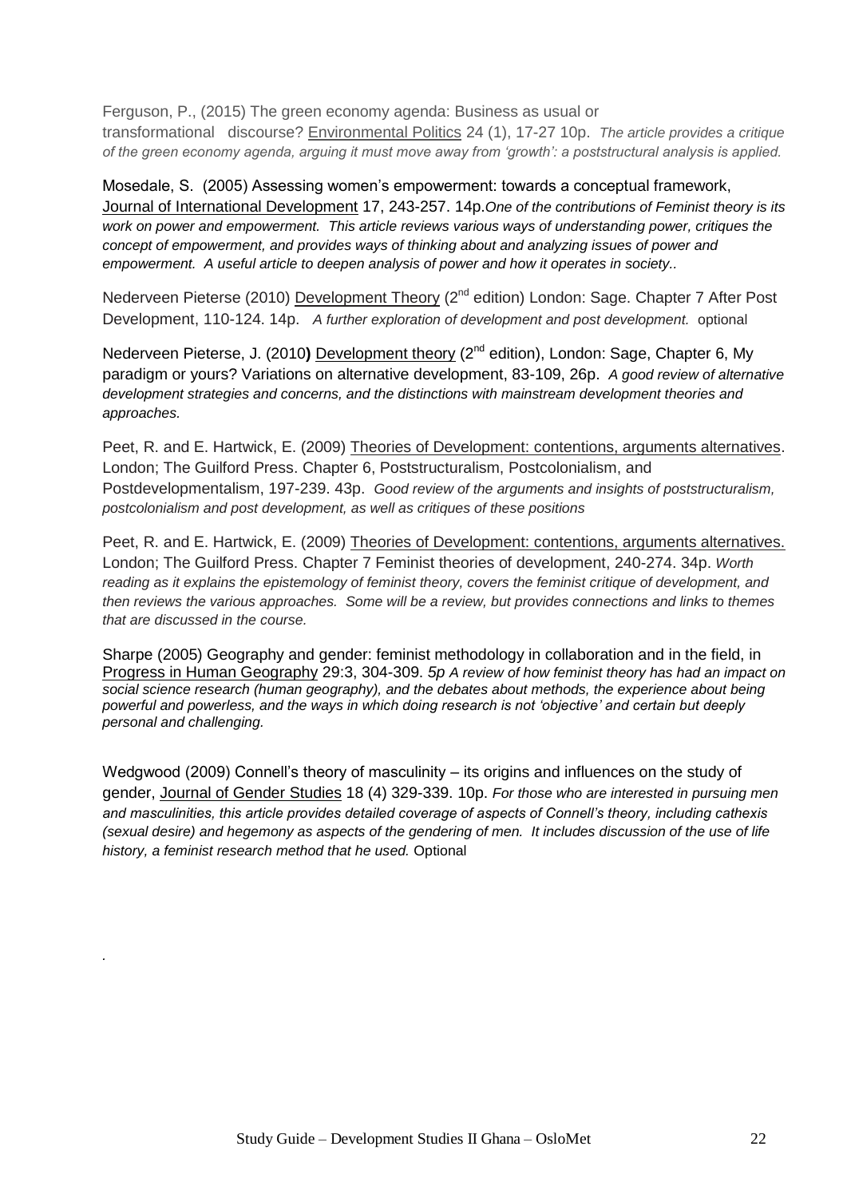Ferguson, P., (2015) The green economy agenda: Business as usual or transformational discourse? Environmental Politics 24 (1), 17-27 10p. *The article provides a critique of the green economy agenda, arguing it must move away from 'growth': a poststructural analysis is applied.*

Mosedale, S. (2005) Assessing women's empowerment: towards a conceptual framework, Journal of International Development 17, 243-257. 14p.*One of the contributions of Feminist theory is its work on power and empowerment. This article reviews various ways of understanding power, critiques the concept of empowerment, and provides ways of thinking about and analyzing issues of power and empowerment. A useful article to deepen analysis of power and how it operates in society..*

Nederveen Pieterse (2010) Development Theory (2nd edition) London: Sage. Chapter 7 After Post Development, 110-124. 14p. *A further exploration of development and post development.* optional

Nederveen Pieterse, J. (2010**)** Development theory (2nd edition), London: Sage, Chapter 6, My paradigm or yours? Variations on alternative development, 83-109, 26p. *A good review of alternative development strategies and concerns, and the distinctions with mainstream development theories and approaches.*

Peet, R. and E. Hartwick, E. (2009) Theories of Development: contentions, arguments alternatives. London; The Guilford Press. Chapter 6, Poststructuralism, Postcolonialism, and Postdevelopmentalism, 197-239. 43p. *Good review of the arguments and insights of poststructuralism, postcolonialism and post development, as well as critiques of these positions*

Peet, R. and E. Hartwick, E. (2009) Theories of Development: contentions, arguments alternatives. London; The Guilford Press. Chapter 7 Feminist theories of development, 240-274. 34p. *Worth reading as it explains the epistemology of feminist theory, covers the feminist critique of development, and then reviews the various approaches. Some will be a review, but provides connections and links to themes that are discussed in the course.*

Sharpe (2005) Geography and gender: feminist methodology in collaboration and in the field, in Progress in Human Geography 29:3, 304-309. *5p A review of how feminist theory has had an impact on social science research (human geography), and the debates about methods, the experience about being powerful and powerless, and the ways in which doing research is not 'objective' and certain but deeply personal and challenging.*

Wedgwood (2009) Connell's theory of masculinity – its origins and influences on the study of gender, Journal of Gender Studies 18 (4) 329-339. 10p. *For those who are interested in pursuing men and masculinities, this article provides detailed coverage of aspects of Connell's theory, including cathexis (sexual desire) and hegemony as aspects of the gendering of men. It includes discussion of the use of life history, a feminist research method that he used.* Optional

.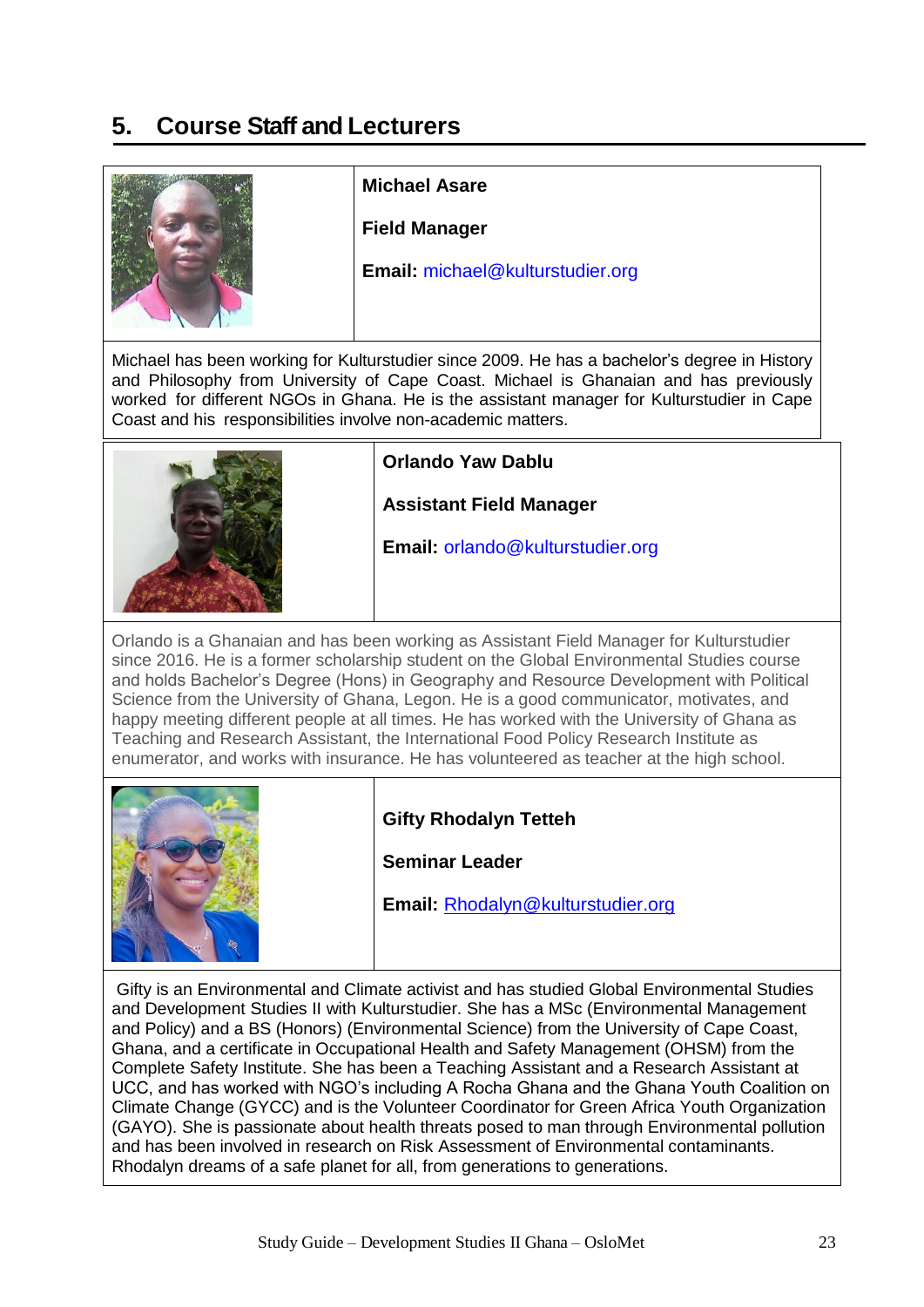## 5. Course Staff and Lecturers

**Michael Asare**

**Field Manager**

**Email:** michael@kulturstudier.org

Michael has been working for Kulturstudier since 2009. He has a bachelor's degree in History and Philosophy from University of Cape Coast. Michael is Ghanaian and has previously worked for different NGOs in Ghana. He is the assistant manager for Kulturstudier in Cape Coast and his responsibilities involve non-academic matters.

**Orlando Yaw Dablu**

**Assistant Field Manager**

**Email:** orlando@kulturstudier.org

Orlando is a Ghanaian and has been working as Assistant Field Manager for Kulturstudier since 2016. He is a former scholarship student on the Global Environmental Studies course and holds Bachelor's Degree (Hons) in Geography and Resource Development with Political Science from the University of Ghana, Legon. He is a good communicator, motivates, and happy meeting different people at all times. He has worked with the University of Ghana as Teaching and Research Assistant, the International Food Policy Research Institute as enumerator, and works with insurance. He has volunteered as teacher at the high school.

**Gifty Rhodalyn Tetteh**

**Seminar Leader**

**Email:** Rhodalyn@kulturstudier.org

Gifty is an Environmental and Climate activist and has studied Global Environmental Studies and Development Studies II with Kulturstudier. She has a MSc (Environmental Management and Policy) and a BS (Honors) (Environmental Science) from the University of Cape Coast, Ghana, and a certificate in Occupational Health and Safety Management (OHSM) from the Complete Safety Institute. She has been a Teaching Assistant and a Research Assistant at UCC, and has worked with NGO's including A Rocha Ghana and the Ghana Youth Coalition on Climate Change (GYCC) and is the Volunteer Coordinator for Green Africa Youth Organization (GAYO). She is passionate about health threats posed to man through Environmental pollution and has been involved in research on Risk Assessment of Environmental contaminants. Rhodalyn dreams of a safe planet for all, from generations to generations.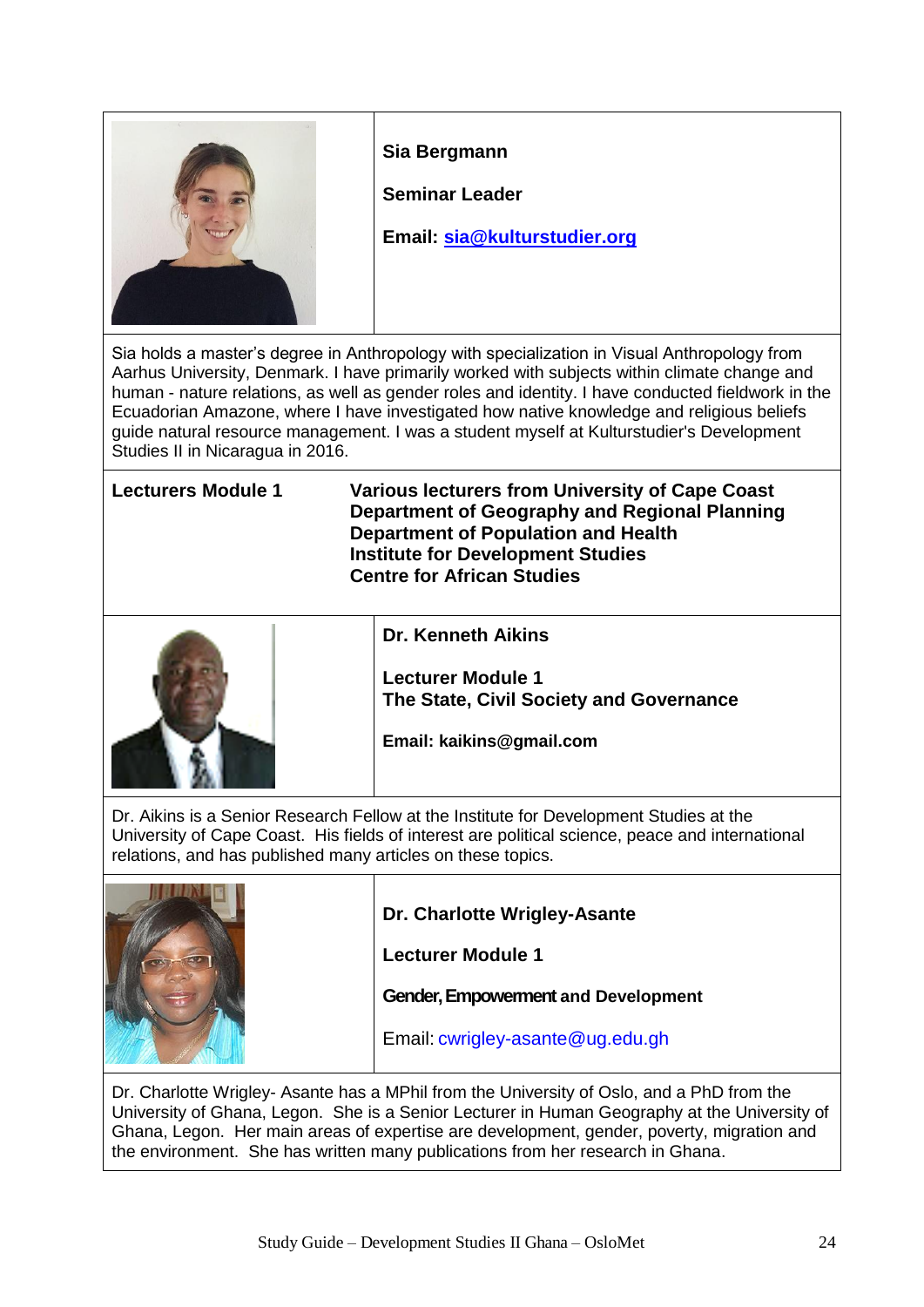**Sia Bergmann**

**Seminar Leader**

**Email: sia@kulturstudier.org**

Sia holds a master's degree in Anthropology with specialization in Visual Anthropology from Aarhus University, Denmark. I have primarily worked with subjects within climate change and human - nature relations, as well as gender roles and identity. I have conducted fieldwork in the Ecuadorian Amazone, where I have investigated how native knowledge and religious beliefs guide natural resource management. I was a student myself at Kulturstudier's Development Studies II in Nicaragua in 2016.

| **Lecturers Module 1** | **Various lecturers from University of Cape Coast**<br>**Department of Geography and Regional Planning**<br>**Department of Population and Health**<br>**Institute for Development Studies**<br>**Centre for African Studies** |
|---|---|

**Dr. Kenneth Aikins**

**Lecturer Module 1**
**The State, Civil Society and Governance**

**Email: kaikins@gmail.com**

Dr. Aikins is a Senior Research Fellow at the Institute for Development Studies at the University of Cape Coast. His fields of interest are political science, peace and international relations, and has published many articles on these topics.

**Dr. Charlotte Wrigley-Asante**

**Lecturer Module 1**

**Gender, Empowerment and Development**

Email: cwrigley-asante@ug.edu.gh

Dr. Charlotte Wrigley- Asante has a MPhil from the University of Oslo, and a PhD from the University of Ghana, Legon. She is a Senior Lecturer in Human Geography at the University of Ghana, Legon. Her main areas of expertise are development, gender, poverty, migration and the environment. She has written many publications from her research in Ghana.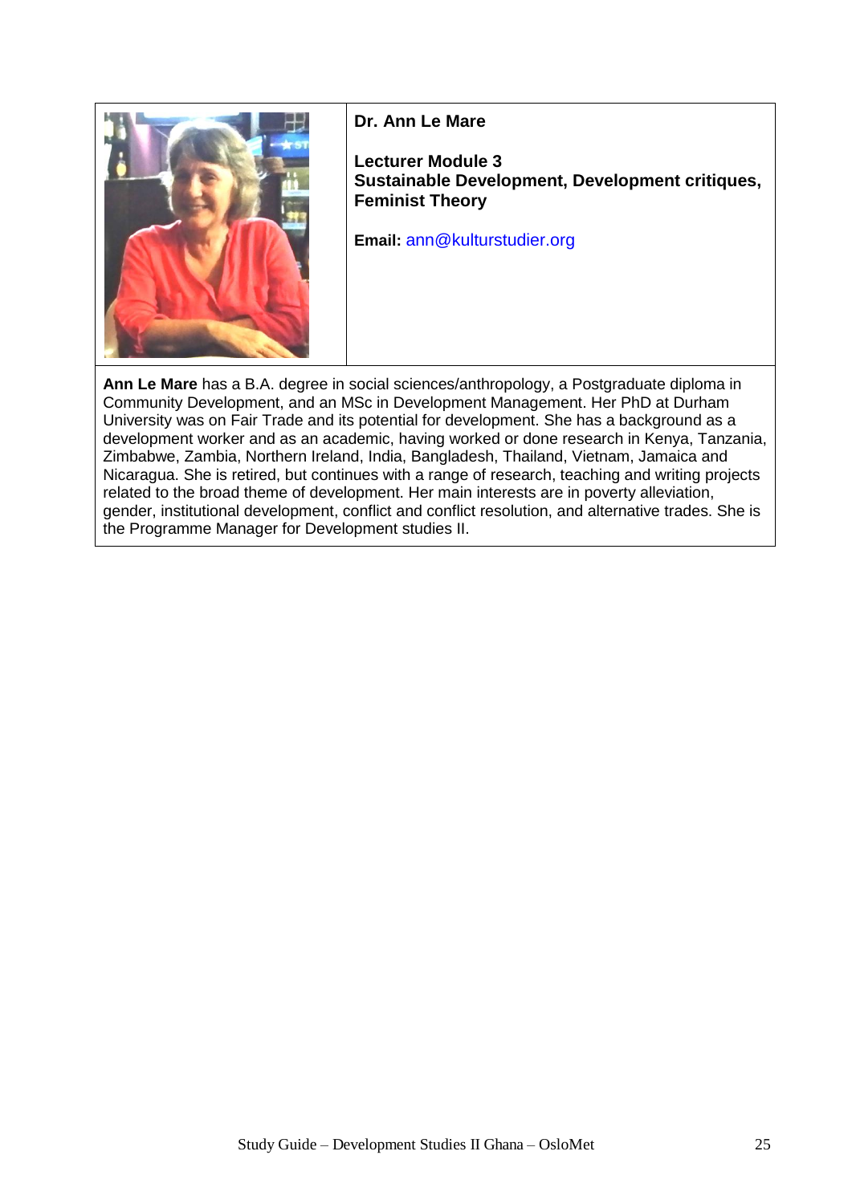**Dr. Ann Le Mare**

**Lecturer Module 3**
**Sustainable Development, Development critiques, Feminist Theory**

**Email:** ann@kulturstudier.org

**Ann Le Mare** has a B.A. degree in social sciences/anthropology, a Postgraduate diploma in Community Development, and an MSc in Development Management. Her PhD at Durham University was on Fair Trade and its potential for development. She has a background as a development worker and as an academic, having worked or done research in Kenya, Tanzania, Zimbabwe, Zambia, Northern Ireland, India, Bangladesh, Thailand, Vietnam, Jamaica and Nicaragua. She is retired, but continues with a range of research, teaching and writing projects related to the broad theme of development. Her main interests are in poverty alleviation, gender, institutional development, conflict and conflict resolution, and alternative trades. She is the Programme Manager for Development studies II.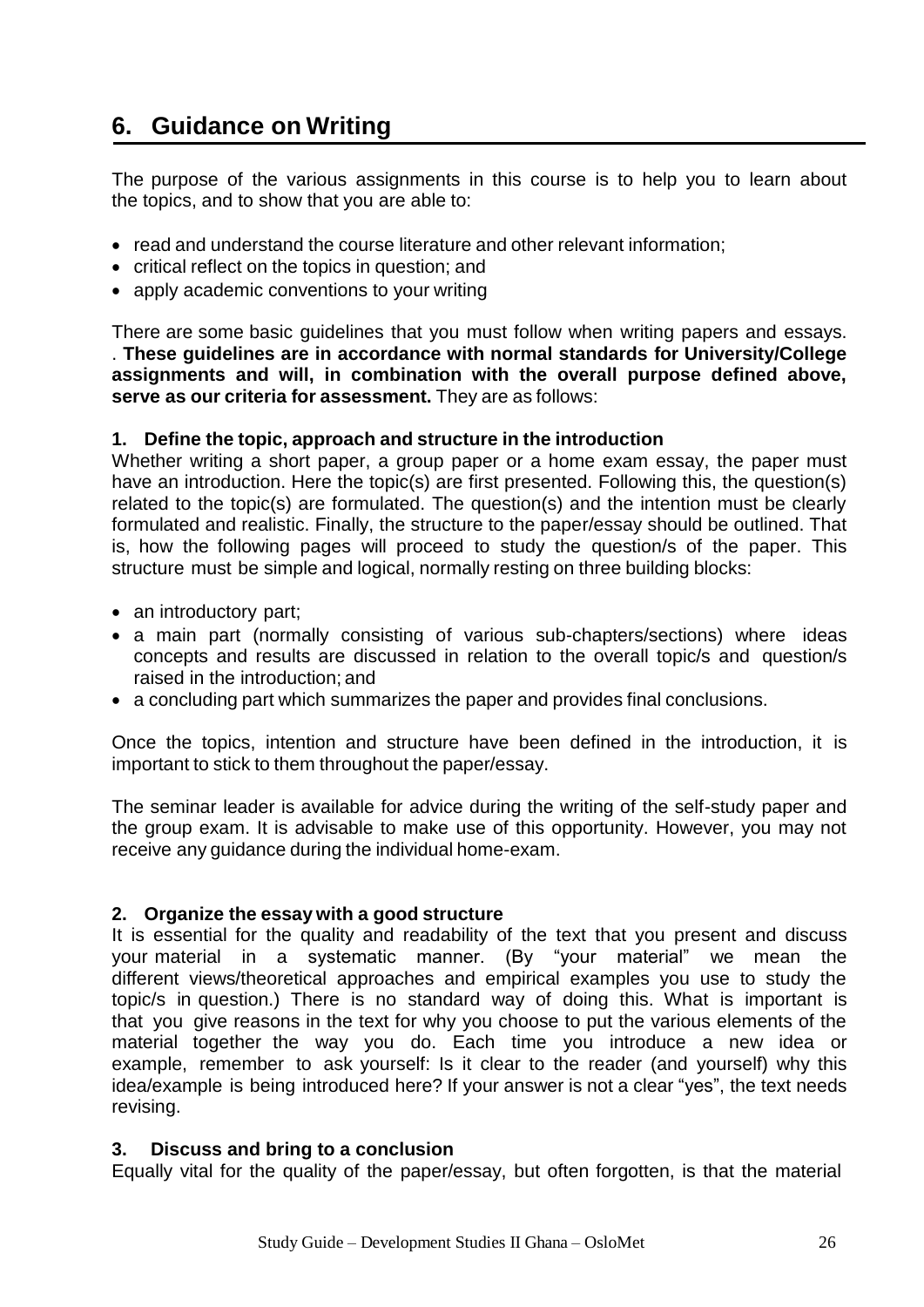## 6. Guidance on Writing

The purpose of the various assignments in this course is to help you to learn about the topics, and to show that you are able to:

- read and understand the course literature and other relevant information;
- critical reflect on the topics in question; and
- apply academic conventions to your writing

There are some basic guidelines that you must follow when writing papers and essays. . **These guidelines are in accordance with normal standards for University/College assignments and will, in combination with the overall purpose defined above, serve as our criteria for assessment.** They are as follows:

**1. Define the topic, approach and structure in the introduction**

Whether writing a short paper, a group paper or a home exam essay, the paper must have an introduction. Here the topic(s) are first presented. Following this, the question(s) related to the topic(s) are formulated. The question(s) and the intention must be clearly formulated and realistic. Finally, the structure to the paper/essay should be outlined. That is, how the following pages will proceed to study the question/s of the paper. This structure must be simple and logical, normally resting on three building blocks:

- an introductory part;
- a main part (normally consisting of various sub-chapters/sections) where ideas concepts and results are discussed in relation to the overall topic/s and question/s raised in the introduction; and
- a concluding part which summarizes the paper and provides final conclusions.

Once the topics, intention and structure have been defined in the introduction, it is important to stick to them throughout the paper/essay.

The seminar leader is available for advice during the writing of the self-study paper and the group exam. It is advisable to make use of this opportunity. However, you may not receive any guidance during the individual home-exam.

**2. Organize the essay with a good structure**

It is essential for the quality and readability of the text that you present and discuss your material in a systematic manner. (By "your material" we mean the different views/theoretical approaches and empirical examples you use to study the topic/s in question.) There is no standard way of doing this. What is important is that you give reasons in the text for why you choose to put the various elements of the material together the way you do. Each time you introduce a new idea or example, remember to ask yourself: Is it clear to the reader (and yourself) why this idea/example is being introduced here? If your answer is not a clear "yes", the text needs revising.

**3. Discuss and bring to a conclusion**

Equally vital for the quality of the paper/essay, but often forgotten, is that the material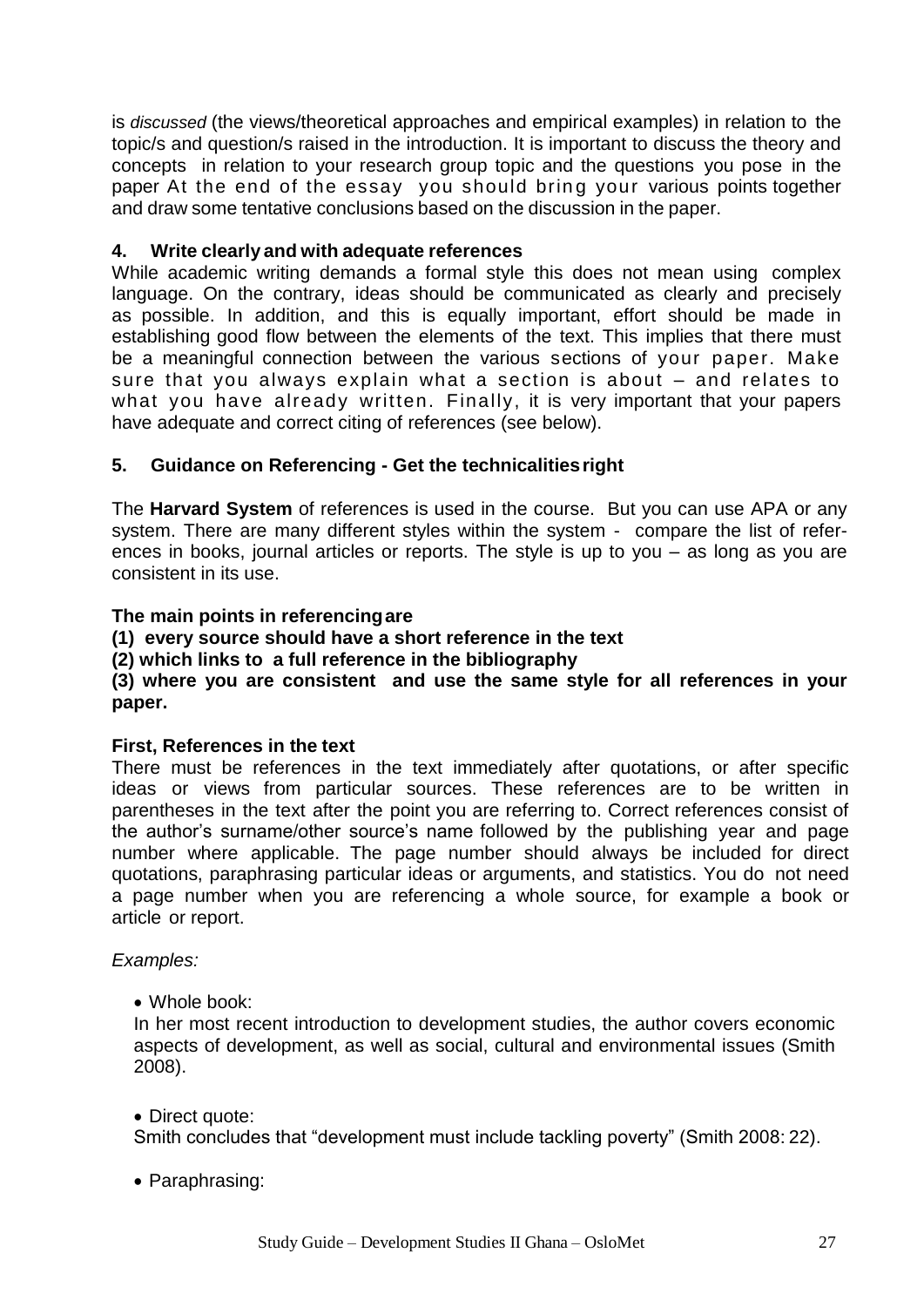is *discussed* (the views/theoretical approaches and empirical examples) in relation to the topic/s and question/s raised in the introduction. It is important to discuss the theory and concepts in relation to your research group topic and the questions you pose in the paper At the end of the essay you should bring your various points together and draw some tentative conclusions based on the discussion in the paper.

### 4. Write clearly and with adequate references

While academic writing demands a formal style this does not mean using complex language. On the contrary, ideas should be communicated as clearly and precisely as possible. In addition, and this is equally important, effort should be made in establishing good flow between the elements of the text. This implies that there must be a meaningful connection between the various sections of your paper. Make sure that you always explain what a section is about – and relates to what you have already written. Finally, it is very important that your papers have adequate and correct citing of references (see below).

### 5. Guidance on Referencing - Get the technicalities right

The **Harvard System** of references is used in the course. But you can use APA or any system. There are many different styles within the system - compare the list of references in books, journal articles or reports. The style is up to you – as long as you are consistent in its use.

**The main points in referencing are**
**(1) every source should have a short reference in the text**
**(2) which links to a full reference in the bibliography**
**(3) where you are consistent and use the same style for all references in your paper.**

**First, References in the text**

There must be references in the text immediately after quotations, or after specific ideas or views from particular sources. These references are to be written in parentheses in the text after the point you are referring to. Correct references consist of the author's surname/other source's name followed by the publishing year and page number where applicable. The page number should always be included for direct quotations, paraphrasing particular ideas or arguments, and statistics. You do not need a page number when you are referencing a whole source, for example a book or article or report.

*Examples:*

- Whole book:

  In her most recent introduction to development studies, the author covers economic aspects of development, as well as social, cultural and environmental issues (Smith 2008).

- Direct quote:

  Smith concludes that "development must include tackling poverty" (Smith 2008: 22).

- Paraphrasing: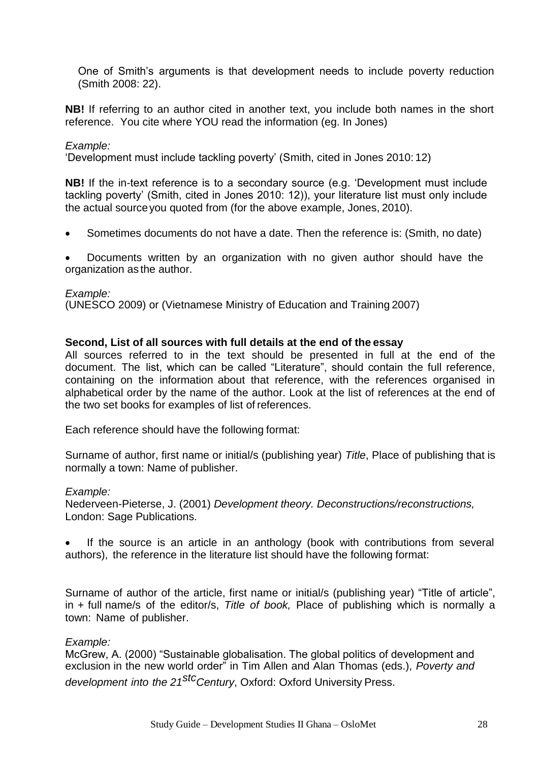One of Smith's arguments is that development needs to include poverty reduction (Smith 2008: 22).

**NB!** If referring to an author cited in another text, you include both names in the short reference. You cite where YOU read the information (eg. In Jones)

*Example:*
'Development must include tackling poverty' (Smith, cited in Jones 2010: 12)

**NB!** If the in-text reference is to a secondary source (e.g. 'Development must include tackling poverty' (Smith, cited in Jones 2010: 12)), your literature list must only include the actual source you quoted from (for the above example, Jones, 2010).

- Sometimes documents do not have a date. Then the reference is: (Smith, no date)

- Documents written by an organization with no given author should have the organization as the author.

*Example:*
(UNESCO 2009) or (Vietnamese Ministry of Education and Training 2007)

**Second, List of all sources with full details at the end of the essay**
All sources referred to in the text should be presented in full at the end of the document. The list, which can be called "Literature", should contain the full reference, containing on the information about that reference, with the references organised in alphabetical order by the name of the author. Look at the list of references at the end of the two set books for examples of list of references.

Each reference should have the following format:

Surname of author, first name or initial/s (publishing year) *Title*, Place of publishing that is normally a town: Name of publisher.

*Example:*
Nederveen-Pieterse, J. (2001) *Development theory. Deconstructions/reconstructions,* London: Sage Publications.

- If the source is an article in an anthology (book with contributions from several authors), the reference in the literature list should have the following format:

Surname of author of the article, first name or initial/s (publishing year) "Title of article", in + full name/s of the editor/s, *Title of book,* Place of publishing which is normally a town: Name of publisher.

*Example:*
McGrew, A. (2000) "Sustainable globalisation. The global politics of development and exclusion in the new world order" in Tim Allen and Alan Thomas (eds.), *Poverty and development into the 21stcCentury*, Oxford: Oxford University Press.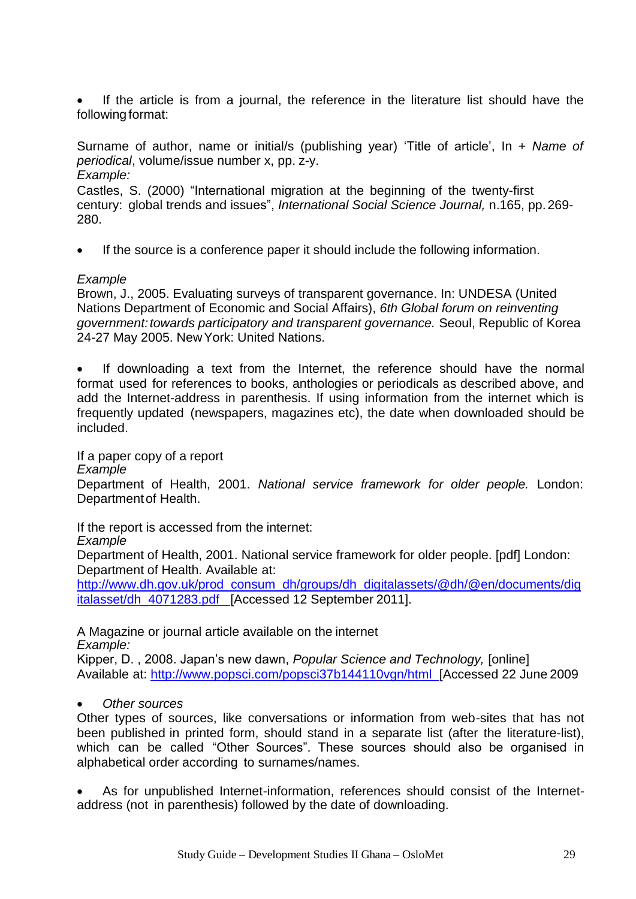- If the article is from a journal, the reference in the literature list should have the following format:

Surname of author, name or initial/s (publishing year) 'Title of article', In + *Name of periodical*, volume/issue number x, pp. z-y.
*Example:*
Castles, S. (2000) "International migration at the beginning of the twenty-first century: global trends and issues", *International Social Science Journal,* n.165, pp. 269-280.

- If the source is a conference paper it should include the following information.

*Example*
Brown, J., 2005. Evaluating surveys of transparent governance. In: UNDESA (United Nations Department of Economic and Social Affairs), *6th Global forum on reinventing government: towards participatory and transparent governance.* Seoul, Republic of Korea 24-27 May 2005. New York: United Nations.

- If downloading a text from the Internet, the reference should have the normal format used for references to books, anthologies or periodicals as described above, and add the Internet-address in parenthesis. If using information from the internet which is frequently updated (newspapers, magazines etc), the date when downloaded should be included.

If a paper copy of a report
*Example*
Department of Health, 2001. *National service framework for older people.* London: Department of Health.

If the report is accessed from the internet:
*Example*
Department of Health, 2001. National service framework for older people. [pdf] London: Department of Health. Available at:
http://www.dh.gov.uk/prod_consum_dh/groups/dh_digitalassets/@dh/@en/documents/digitalasset/dh_4071283.pdf [Accessed 12 September 2011].

A Magazine or journal article available on the internet
*Example:*
Kipper, D. , 2008. Japan's new dawn, *Popular Science and Technology,* [online] Available at: http://www.popsci.com/popsci37b144110vgn/html [Accessed 22 June 2009

- *Other sources*

Other types of sources, like conversations or information from web-sites that has not been published in printed form, should stand in a separate list (after the literature-list), which can be called "Other Sources". These sources should also be organised in alphabetical order according to surnames/names.

- As for unpublished Internet-information, references should consist of the Internet-address (not in parenthesis) followed by the date of downloading.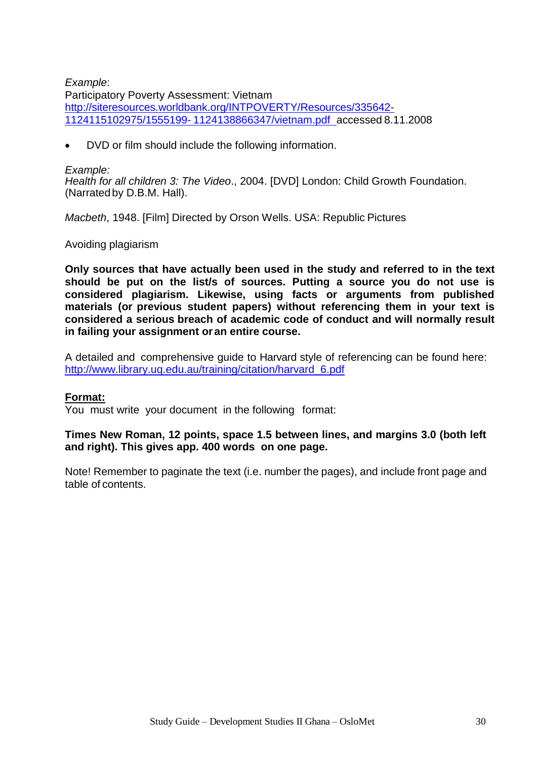*Example*:
Participatory Poverty Assessment: Vietnam
http://siteresources.worldbank.org/INTPOVERTY/Resources/335642-1124115102975/1555199-1124138866347/vietnam.pdf accessed 8.11.2008

- DVD or film should include the following information.

*Example:*
*Health for all children 3: The Video*., 2004. [DVD] London: Child Growth Foundation. (Narrated by D.B.M. Hall).

*Macbeth*, 1948. [Film] Directed by Orson Wells. USA: Republic Pictures

Avoiding plagiarism

**Only sources that have actually been used in the study and referred to in the text should be put on the list/s of sources. Putting a source you do not use is considered plagiarism. Likewise, using facts or arguments from published materials (or previous student papers) without referencing them in your text is considered a serious breach of academic code of conduct and will normally result in failing your assignment or an entire course.**

A detailed and comprehensive guide to Harvard style of referencing can be found here: http://www.library.uq.edu.au/training/citation/harvard_6.pdf

**Format:**
You must write your document in the following format:

**Times New Roman, 12 points, space 1.5 between lines, and margins 3.0 (both left and right). This gives app. 400 words on one page.**

Note! Remember to paginate the text (i.e. number the pages), and include front page and table of contents.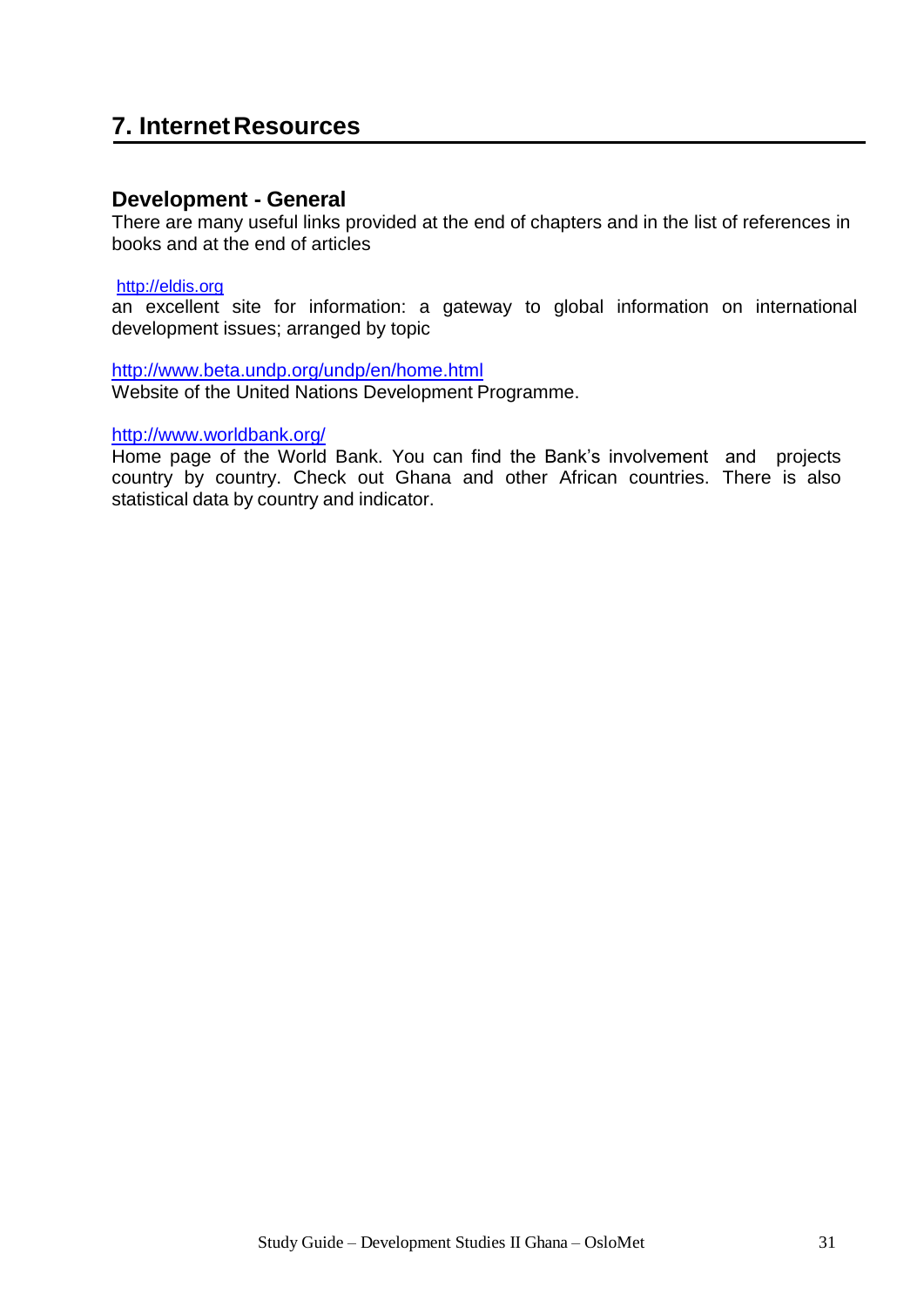# 7. Internet Resources

## Development - General

There are many useful links provided at the end of chapters and in the list of references in books and at the end of articles

http://eldis.org
an excellent site for information: a gateway to global information on international development issues; arranged by topic

http://www.beta.undp.org/undp/en/home.html
Website of the United Nations Development Programme.

http://www.worldbank.org/
Home page of the World Bank. You can find the Bank's involvement and projects country by country. Check out Ghana and other African countries. There is also statistical data by country and indicator.